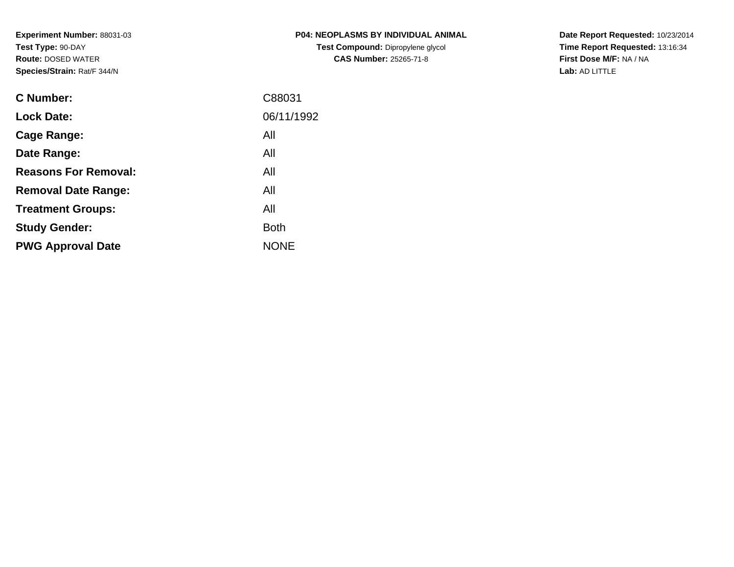**Experiment Number:** 88031-03
**Test Type:** 90-DAY
**Route:** DOSED WATER
**Species/Strain:** Rat/F 344/N

**P04: NEOPLASMS BY INDIVIDUAL ANIMAL**
**Test Compound:** Dipropylene glycol
**CAS Number:** 25265-71-8

**Date Report Requested:** 10/23/2014
**Time Report Requested:** 13:16:34
**First Dose M/F:** NA / NA
**Lab:** AD LITTLE

| | |
|---|---|
| **C Number:** | C88031 |
| **Lock Date:** | 06/11/1992 |
| **Cage Range:** | All |
| **Date Range:** | All |
| **Reasons For Removal:** | All |
| **Removal Date Range:** | All |
| **Treatment Groups:** | All |
| **Study Gender:** | Both |
| **PWG Approval Date** | NONE |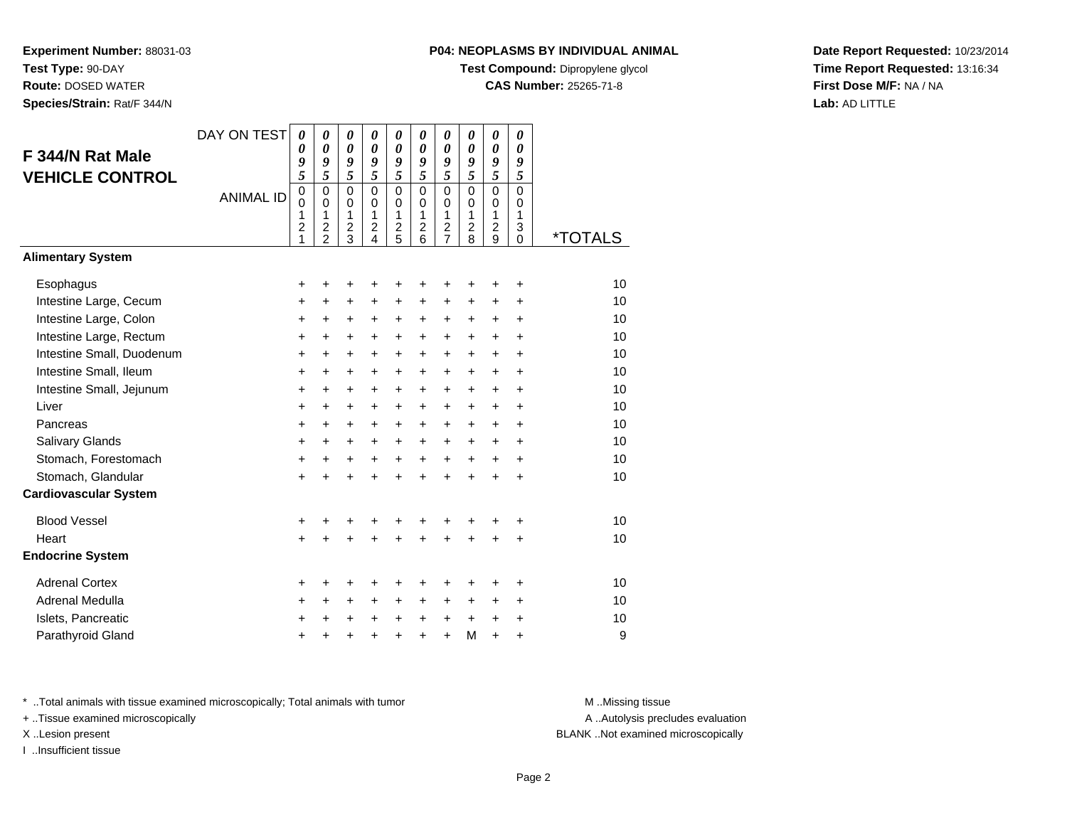**Experiment Number:** 88031-03
**Test Type:** 90-DAY
**Route:** DOSED WATER
**Species/Strain:** Rat/F 344/N

**P04: NEOPLASMS BY INDIVIDUAL ANIMAL**
**Test Compound:** Dipropylene glycol
**CAS Number:** 25265-71-8

**Date Report Requested:** 10/23/2014
**Time Report Requested:** 13:16:34
**First Dose M/F:** NA / NA
**Lab:** AD LITTLE

## F 344/N Rat Male VEHICLE CONTROL

| DAY ON TEST | 0095 | 0095 | 0095 | 0095 | 0095 | 0095 | 0095 | 0095 | 0095 | 0095 | |
|---|---|---|---|---|---|---|---|---|---|---|---|
| ANIMAL ID | 00121 | 00122 | 00123 | 00124 | 00125 | 00126 | 00127 | 00128 | 00129 | 00130 | *TOTALS |
| **Alimentary System** | | | | | | | | | | | |
| Esophagus | + | + | + | + | + | + | + | + | + | + | 10 |
| Intestine Large, Cecum | + | + | + | + | + | + | + | + | + | + | 10 |
| Intestine Large, Colon | + | + | + | + | + | + | + | + | + | + | 10 |
| Intestine Large, Rectum | + | + | + | + | + | + | + | + | + | + | 10 |
| Intestine Small, Duodenum | + | + | + | + | + | + | + | + | + | + | 10 |
| Intestine Small, Ileum | + | + | + | + | + | + | + | + | + | + | 10 |
| Intestine Small, Jejunum | + | + | + | + | + | + | + | + | + | + | 10 |
| Liver | + | + | + | + | + | + | + | + | + | + | 10 |
| Pancreas | + | + | + | + | + | + | + | + | + | + | 10 |
| Salivary Glands | + | + | + | + | + | + | + | + | + | + | 10 |
| Stomach, Forestomach | + | + | + | + | + | + | + | + | + | + | 10 |
| Stomach, Glandular | + | + | + | + | + | + | + | + | + | + | 10 |
| **Cardiovascular System** | | | | | | | | | | | |
| Blood Vessel | + | + | + | + | + | + | + | + | + | + | 10 |
| Heart | + | + | + | + | + | + | + | + | + | + | 10 |
| **Endocrine System** | | | | | | | | | | | |
| Adrenal Cortex | + | + | + | + | + | + | + | + | + | + | 10 |
| Adrenal Medulla | + | + | + | + | + | + | + | + | + | + | 10 |
| Islets, Pancreatic | + | + | + | + | + | + | + | + | + | + | 10 |
| Parathyroid Gland | + | + | + | + | + | + | + | M | + | + | 9 |

* ..Total animals with tissue examined microscopically; Total animals with tumor
+ ..Tissue examined microscopically
X ..Lesion present
I ..Insufficient tissue

M ..Missing tissue
A ..Autolysis precludes evaluation
BLANK ..Not examined microscopically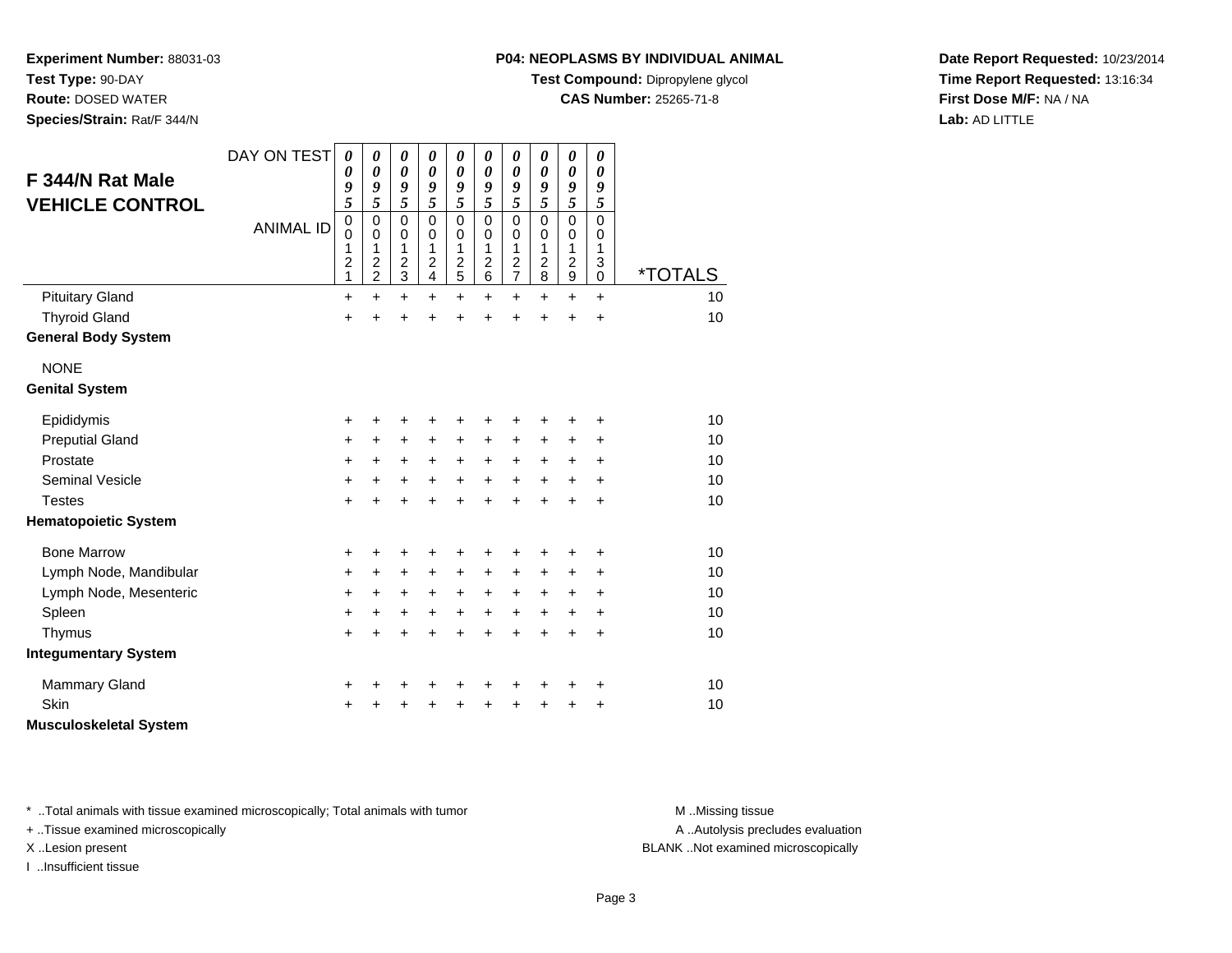**Experiment Number:** 88031-03
**Test Type:** 90-DAY
**Route:** DOSED WATER
**Species/Strain:** Rat/F 344/N

**P04: NEOPLASMS BY INDIVIDUAL ANIMAL**
**Test Compound:** Dipropylene glycol
**CAS Number:** 25265-71-8

**Date Report Requested:** 10/23/2014
**Time Report Requested:** 13:16:34
**First Dose M/F:** NA / NA
**Lab:** AD LITTLE

## F 344/N Rat Male VEHICLE CONTROL

| DAY ON TEST | 0095 | 0095 | 0095 | 0095 | 0095 | 0095 | 0095 | 0095 | 0095 | 0095 | |
|---|---|---|---|---|---|---|---|---|---|---|---|
| **ANIMAL ID** | 00121 | 00122 | 00123 | 00124 | 00125 | 00126 | 00127 | 00128 | 00129 | 00130 | ***TOTALS** |
| Pituitary Gland | + | + | + | + | + | + | + | + | + | + | 10 |
| Thyroid Gland | + | + | + | + | + | + | + | + | + | + | 10 |
| **General Body System** | | | | | | | | | | | |
| NONE | | | | | | | | | | | |
| **Genital System** | | | | | | | | | | | |
| Epididymis | + | + | + | + | + | + | + | + | + | + | 10 |
| Preputial Gland | + | + | + | + | + | + | + | + | + | + | 10 |
| Prostate | + | + | + | + | + | + | + | + | + | + | 10 |
| Seminal Vesicle | + | + | + | + | + | + | + | + | + | + | 10 |
| Testes | + | + | + | + | + | + | + | + | + | + | 10 |
| **Hematopoietic System** | | | | | | | | | | | |
| Bone Marrow | + | + | + | + | + | + | + | + | + | + | 10 |
| Lymph Node, Mandibular | + | + | + | + | + | + | + | + | + | + | 10 |
| Lymph Node, Mesenteric | + | + | + | + | + | + | + | + | + | + | 10 |
| Spleen | + | + | + | + | + | + | + | + | + | + | 10 |
| Thymus | + | + | + | + | + | + | + | + | + | + | 10 |
| **Integumentary System** | | | | | | | | | | | |
| Mammary Gland | + | + | + | + | + | + | + | + | + | + | 10 |
| Skin | + | + | + | + | + | + | + | + | + | + | 10 |
| **Musculoskeletal System** | | | | | | | | | | | |

* ..Total animals with tissue examined microscopically; Total animals with tumor
+ ..Tissue examined microscopically
X ..Lesion present
I ..Insufficient tissue

M ..Missing tissue
A ..Autolysis precludes evaluation
BLANK ..Not examined microscopically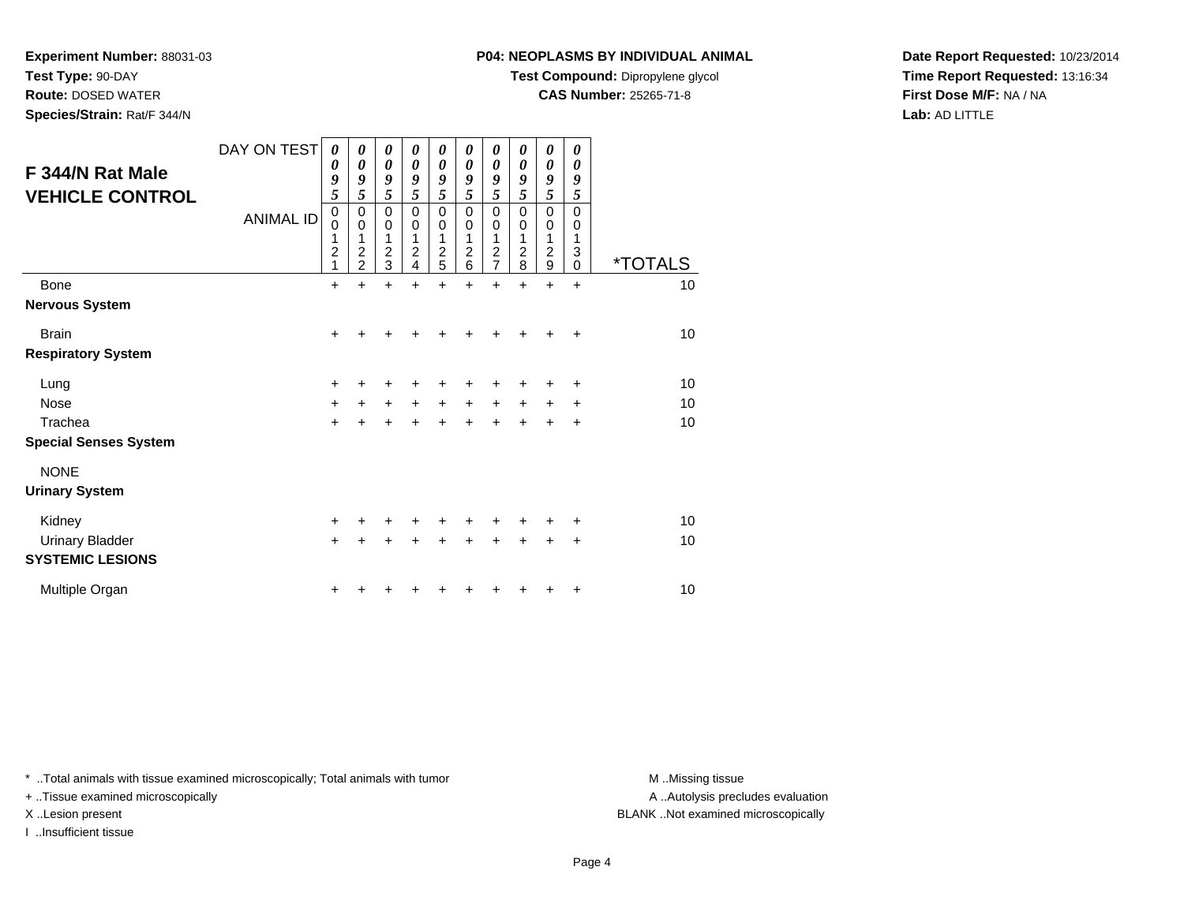**Experiment Number:** 88031-03
**Test Type:** 90-DAY
**Route:** DOSED WATER
**Species/Strain:** Rat/F 344/N

**P04: NEOPLASMS BY INDIVIDUAL ANIMAL**
**Test Compound:** Dipropylene glycol
**CAS Number:** 25265-71-8

**Date Report Requested:** 10/23/2014
**Time Report Requested:** 13:16:34
**First Dose M/F:** NA / NA
**Lab:** AD LITTLE

## F 344/N Rat Male VEHICLE CONTROL

| DAY ON TEST | 0095 | 0095 | 0095 | 0095 | 0095 | 0095 | 0095 | 0095 | 0095 | 0095 | |
|---|---|---|---|---|---|---|---|---|---|---|---|
| **ANIMAL ID** | 00121 | 00122 | 00123 | 00124 | 00125 | 00126 | 00127 | 00128 | 00129 | 00130 | ***TOTALS** |
| Bone | + | + | + | + | + | + | + | + | + | + | 10 |
| **Nervous System** | | | | | | | | | | | |
| Brain | + | + | + | + | + | + | + | + | + | + | 10 |
| **Respiratory System** | | | | | | | | | | | |
| Lung | + | + | + | + | + | + | + | + | + | + | 10 |
| Nose | + | + | + | + | + | + | + | + | + | + | 10 |
| Trachea | + | + | + | + | + | + | + | + | + | + | 10 |
| **Special Senses System** | | | | | | | | | | | |
| NONE | | | | | | | | | | | |
| **Urinary System** | | | | | | | | | | | |
| Kidney | + | + | + | + | + | + | + | + | + | + | 10 |
| Urinary Bladder | + | + | + | + | + | + | + | + | + | + | 10 |
| **SYSTEMIC LESIONS** | | | | | | | | | | | |
| Multiple Organ | + | + | + | + | + | + | + | + | + | + | 10 |

* ..Total animals with tissue examined microscopically; Total animals with tumor
+ ..Tissue examined microscopically
X ..Lesion present
I ..Insufficient tissue

M ..Missing tissue
A ..Autolysis precludes evaluation
BLANK ..Not examined microscopically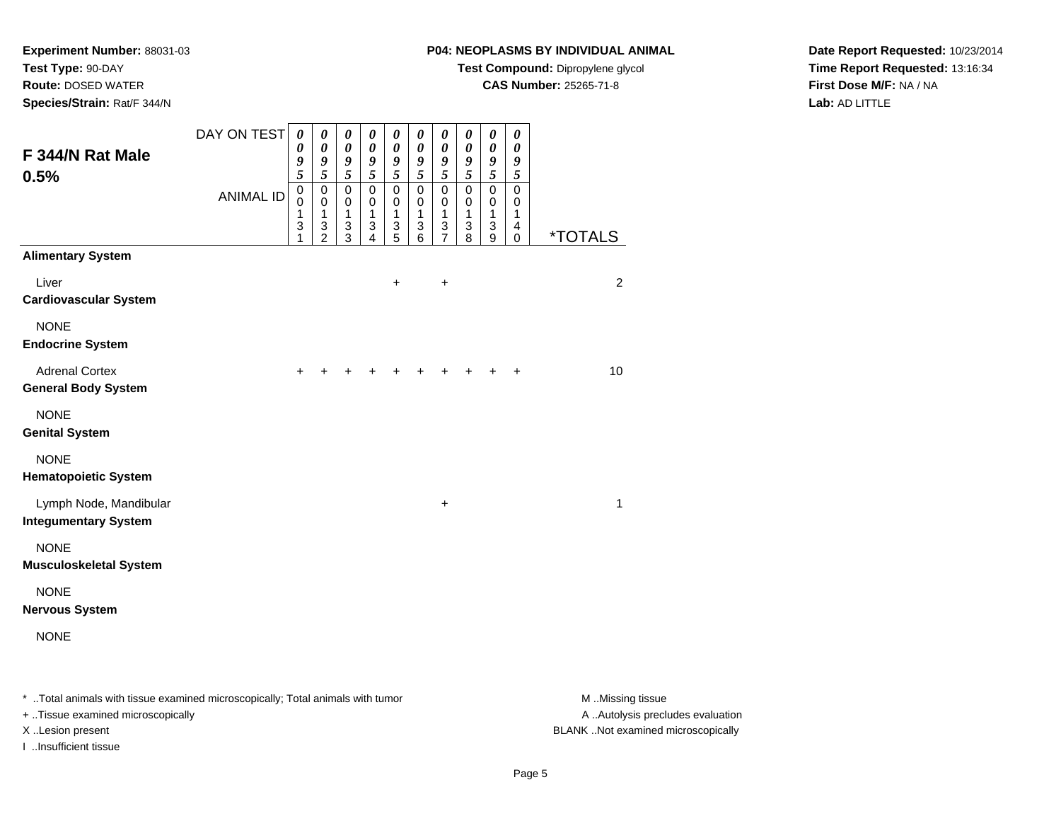**Experiment Number:** 88031-03
**Test Type:** 90-DAY
**Route:** DOSED WATER
**Species/Strain:** Rat/F 344/N

**P04: NEOPLASMS BY INDIVIDUAL ANIMAL**
**Test Compound:** Dipropylene glycol
**CAS Number:** 25265-71-8

**Date Report Requested:** 10/23/2014
**Time Report Requested:** 13:16:34
**First Dose M/F:** NA / NA
**Lab:** AD LITTLE

## F 344/N Rat Male 0.5%

| DAY ON TEST | 0095 | 0095 | 0095 | 0095 | 0095 | 0095 | 0095 | 0095 | 0095 | 0095 | |
|---|---|---|---|---|---|---|---|---|---|---|---|
| ANIMAL ID | 00131 | 00132 | 00133 | 00134 | 00135 | 00136 | 00137 | 00138 | 00139 | 00140 | *TOTALS |
| **Alimentary System** | | | | | | | | | | | |
| Liver | | | | | + | | + | | | | 2 |
| **Cardiovascular System** | | | | | | | | | | | |
| NONE | | | | | | | | | | | |
| **Endocrine System** | | | | | | | | | | | |
| Adrenal Cortex | + | + | + | + | + | + | + | + | + | + | 10 |
| **General Body System** | | | | | | | | | | | |
| NONE | | | | | | | | | | | |
| **Genital System** | | | | | | | | | | | |
| NONE | | | | | | | | | | | |
| **Hematopoietic System** | | | | | | | | | | | |
| Lymph Node, Mandibular | | | | | | | + | | | | 1 |
| **Integumentary System** | | | | | | | | | | | |
| NONE | | | | | | | | | | | |
| **Musculoskeletal System** | | | | | | | | | | | |
| NONE | | | | | | | | | | | |
| **Nervous System** | | | | | | | | | | | |
| NONE | | | | | | | | | | | |

* ..Total animals with tissue examined microscopically; Total animals with tumor
+ ..Tissue examined microscopically
X ..Lesion present
I ..Insufficient tissue

M ..Missing tissue
A ..Autolysis precludes evaluation
BLANK ..Not examined microscopically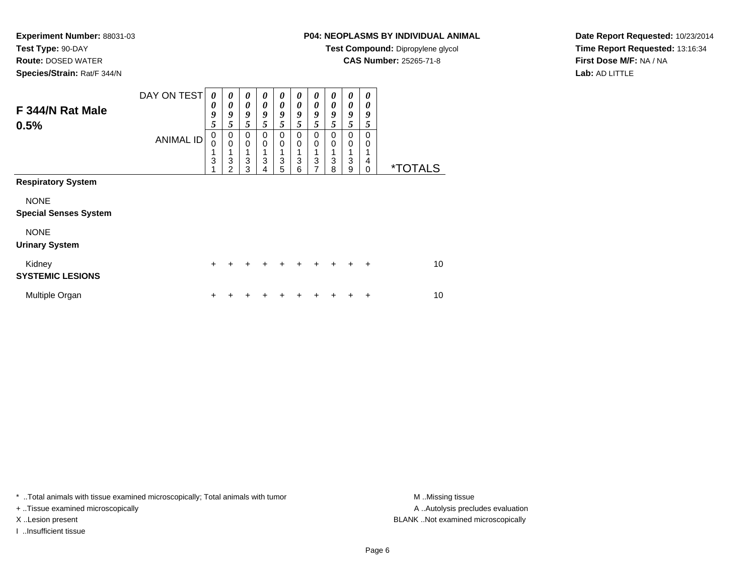**Experiment Number:** 88031-03
**Test Type:** 90-DAY
**Route:** DOSED WATER
**Species/Strain:** Rat/F 344/N

**P04: NEOPLASMS BY INDIVIDUAL ANIMAL**
**Test Compound:** Dipropylene glycol
**CAS Number:** 25265-71-8

**Date Report Requested:** 10/23/2014
**Time Report Requested:** 13:16:34
**First Dose M/F:** NA / NA
**Lab:** AD LITTLE

## F 344/N Rat Male 0.5%

| DAY ON TEST | 0095 | 0095 | 0095 | 0095 | 0095 | 0095 | 0095 | 0095 | 0095 | 0095 | |
|---|---|---|---|---|---|---|---|---|---|---|---|
| ANIMAL ID | 00131 | 00132 | 00133 | 00134 | 00135 | 00136 | 00137 | 00138 | 00139 | 00140 | *TOTALS |
| **Respiratory System** | | | | | | | | | | | |
| NONE | | | | | | | | | | | |
| **Special Senses System** | | | | | | | | | | | |
| NONE | | | | | | | | | | | |
| **Urinary System** | | | | | | | | | | | |
| Kidney | + | + | + | + | + | + | + | + | + | + | 10 |
| **SYSTEMIC LESIONS** | | | | | | | | | | | |
| Multiple Organ | + | + | + | + | + | + | + | + | + | + | 10 |

* ..Total animals with tissue examined microscopically; Total animals with tumor
+ ..Tissue examined microscopically
X ..Lesion present
I ..Insufficient tissue

M ..Missing tissue
A ..Autolysis precludes evaluation
BLANK ..Not examined microscopically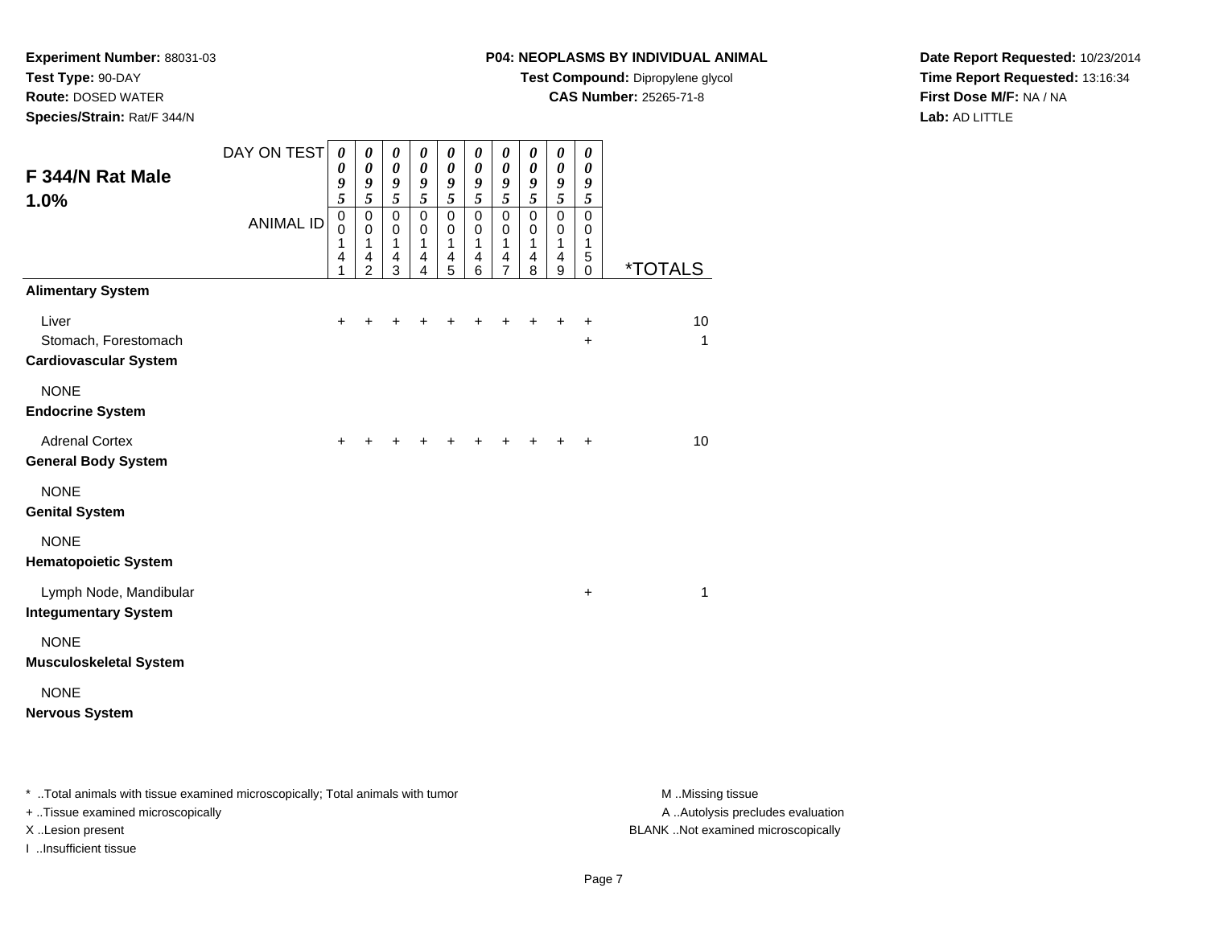**Experiment Number:** 88031-03
**Test Type:** 90-DAY
**Route:** DOSED WATER
**Species/Strain:** Rat/F 344/N

**P04: NEOPLASMS BY INDIVIDUAL ANIMAL**
**Test Compound:** Dipropylene glycol
**CAS Number:** 25265-71-8

**Date Report Requested:** 10/23/2014
**Time Report Requested:** 13:16:34
**First Dose M/F:** NA / NA
**Lab:** AD LITTLE

## F 344/N Rat Male 1.0%

| DAY ON TEST | 0095 | 0095 | 0095 | 0095 | 0095 | 0095 | 0095 | 0095 | 0095 | 0095 | |
|---|---|---|---|---|---|---|---|---|---|---|---|
| ANIMAL ID | 00141 | 00142 | 00143 | 00144 | 00145 | 00146 | 00147 | 00148 | 00149 | 00150 | *TOTALS |
| **Alimentary System** | | | | | | | | | | | |
| Liver | + | + | + | + | + | + | + | + | + | + | 10 |
| Stomach, Forestomach | | | | | | | | | | + | 1 |
| **Cardiovascular System** | | | | | | | | | | | |
| NONE | | | | | | | | | | | |
| **Endocrine System** | | | | | | | | | | | |
| Adrenal Cortex | + | + | + | + | + | + | + | + | + | + | 10 |
| **General Body System** | | | | | | | | | | | |
| NONE | | | | | | | | | | | |
| **Genital System** | | | | | | | | | | | |
| NONE | | | | | | | | | | | |
| **Hematopoietic System** | | | | | | | | | | | |
| Lymph Node, Mandibular | | | | | | | | | | + | 1 |
| **Integumentary System** | | | | | | | | | | | |
| NONE | | | | | | | | | | | |
| **Musculoskeletal System** | | | | | | | | | | | |
| NONE | | | | | | | | | | | |
| **Nervous System** | | | | | | | | | | | |

* ..Total animals with tissue examined microscopically; Total animals with tumor
+ ..Tissue examined microscopically
X ..Lesion present
I ..Insufficient tissue

M ..Missing tissue
A ..Autolysis precludes evaluation
BLANK ..Not examined microscopically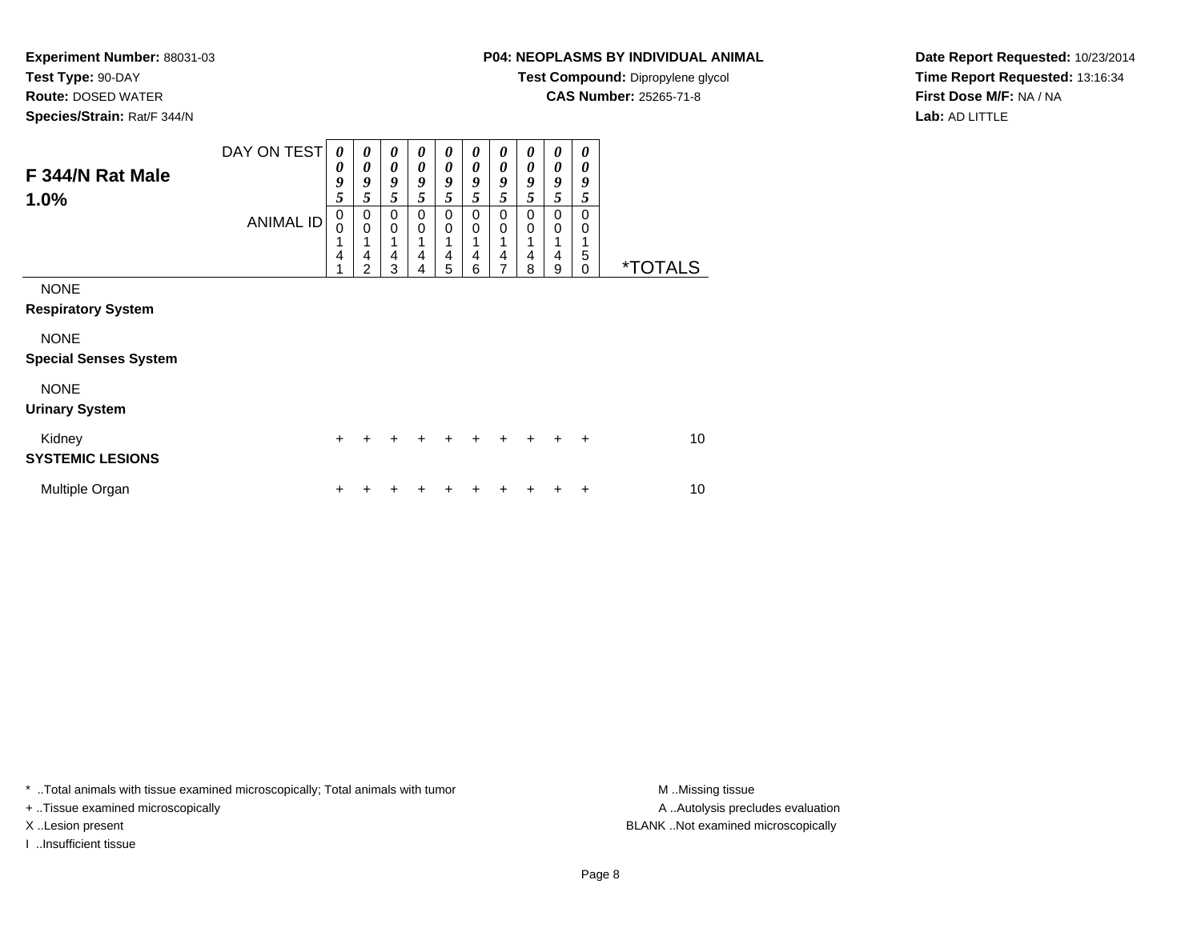**Experiment Number:** 88031-03
**Test Type:** 90-DAY
**Route:** DOSED WATER
**Species/Strain:** Rat/F 344/N

**P04: NEOPLASMS BY INDIVIDUAL ANIMAL**
**Test Compound:** Dipropylene glycol
**CAS Number:** 25265-71-8

**Date Report Requested:** 10/23/2014
**Time Report Requested:** 13:16:34
**First Dose M/F:** NA / NA
**Lab:** AD LITTLE

## F 344/N Rat Male 1.0%

| DAY ON TEST | 0095 | 0095 | 0095 | 0095 | 0095 | 0095 | 0095 | 0095 | 0095 | 0095 | |
|---|---|---|---|---|---|---|---|---|---|---|---|
| ANIMAL ID | 00141 | 00142 | 00143 | 00144 | 00145 | 00146 | 00147 | 00148 | 00149 | 00150 | *TOTALS |
| NONE | | | | | | | | | | | |
| **Respiratory System** | | | | | | | | | | | |
| NONE | | | | | | | | | | | |
| **Special Senses System** | | | | | | | | | | | |
| NONE | | | | | | | | | | | |
| **Urinary System** | | | | | | | | | | | |
| Kidney | + | + | + | + | + | + | + | + | + | + | 10 |
| **SYSTEMIC LESIONS** | | | | | | | | | | | |
| Multiple Organ | + | + | + | + | + | + | + | + | + | + | 10 |

* ..Total animals with tissue examined microscopically; Total animals with tumor
+ ..Tissue examined microscopically
X ..Lesion present
I ..Insufficient tissue

M ..Missing tissue
A ..Autolysis precludes evaluation
BLANK ..Not examined microscopically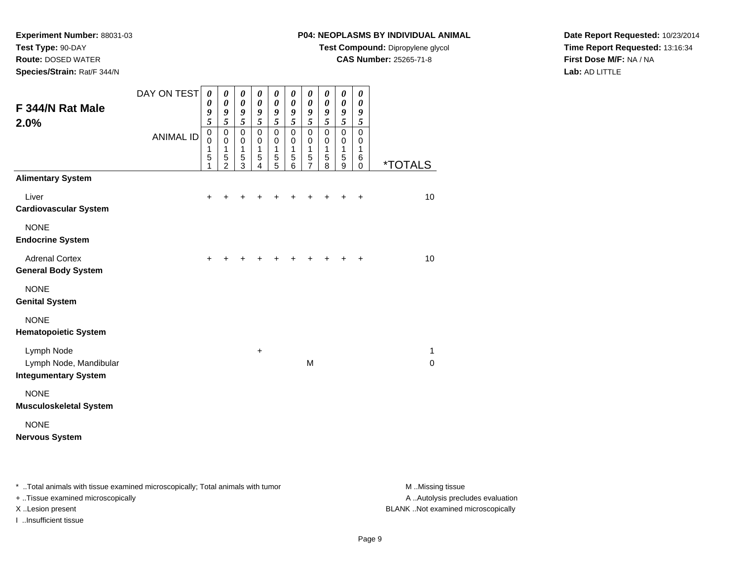**Experiment Number:** 88031-03
**Test Type:** 90-DAY
**Route:** DOSED WATER
**Species/Strain:** Rat/F 344/N

**P04: NEOPLASMS BY INDIVIDUAL ANIMAL**
**Test Compound:** Dipropylene glycol
**CAS Number:** 25265-71-8

**Date Report Requested:** 10/23/2014
**Time Report Requested:** 13:16:34
**First Dose M/F:** NA / NA
**Lab:** AD LITTLE

## F 344/N Rat Male 2.0%

| DAY ON TEST | 0095 | 0095 | 0095 | 0095 | 0095 | 0095 | 0095 | 0095 | 0095 | 0095 | |
|---|---|---|---|---|---|---|---|---|---|---|---|
| ANIMAL ID | 00151 | 00152 | 00153 | 00154 | 00155 | 00156 | 00157 | 00158 | 00159 | 00160 | *TOTALS |
| **Alimentary System** | | | | | | | | | | | |
| Liver | + | + | + | + | + | + | + | + | + | + | 10 |
| **Cardiovascular System** | | | | | | | | | | | |
| NONE | | | | | | | | | | | |
| **Endocrine System** | | | | | | | | | | | |
| Adrenal Cortex | + | + | + | + | + | + | + | + | + | + | 10 |
| **General Body System** | | | | | | | | | | | |
| NONE | | | | | | | | | | | |
| **Genital System** | | | | | | | | | | | |
| NONE | | | | | | | | | | | |
| **Hematopoietic System** | | | | | | | | | | | |
| Lymph Node | | | | + | | | | | | | 1 |
| Lymph Node, Mandibular | | | | | | | M | | | | 0 |
| **Integumentary System** | | | | | | | | | | | |
| NONE | | | | | | | | | | | |
| **Musculoskeletal System** | | | | | | | | | | | |
| NONE | | | | | | | | | | | |
| **Nervous System** | | | | | | | | | | | |

* ..Total animals with tissue examined microscopically; Total animals with tumor
+ ..Tissue examined microscopically
X ..Lesion present
I ..Insufficient tissue

M ..Missing tissue
A ..Autolysis precludes evaluation
BLANK ..Not examined microscopically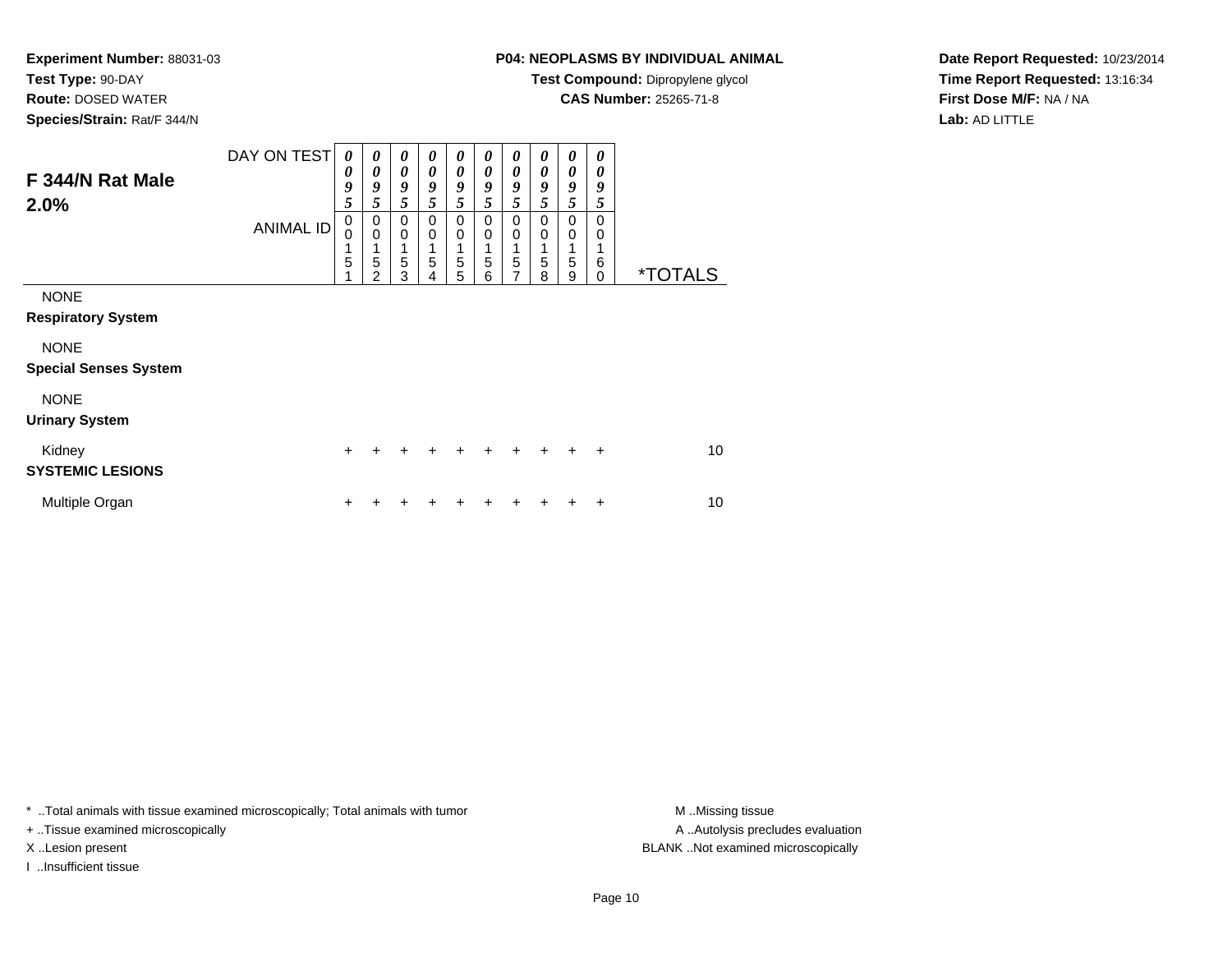**Experiment Number:** 88031-03
**Test Type:** 90-DAY
**Route:** DOSED WATER
**Species/Strain:** Rat/F 344/N

**P04: NEOPLASMS BY INDIVIDUAL ANIMAL**
**Test Compound:** Dipropylene glycol
**CAS Number:** 25265-71-8

**Date Report Requested:** 10/23/2014
**Time Report Requested:** 13:16:34
**First Dose M/F:** NA / NA
**Lab:** AD LITTLE

## F 344/N Rat Male 2.0%

| DAY ON TEST | 0095 | 0095 | 0095 | 0095 | 0095 | 0095 | 0095 | 0095 | 0095 | 0095 | |
|---|---|---|---|---|---|---|---|---|---|---|---|
| ANIMAL ID | 00151 | 00152 | 00153 | 00154 | 00155 | 00156 | 00157 | 00158 | 00159 | 00160 | *TOTALS |
| NONE | | | | | | | | | | | |
| **Respiratory System** | | | | | | | | | | | |
| NONE | | | | | | | | | | | |
| **Special Senses System** | | | | | | | | | | | |
| NONE | | | | | | | | | | | |
| **Urinary System** | | | | | | | | | | | |
| Kidney | + | + | + | + | + | + | + | + | + | + | 10 |
| **SYSTEMIC LESIONS** | | | | | | | | | | | |
| Multiple Organ | + | + | + | + | + | + | + | + | + | + | 10 |

\* ..Total animals with tissue examined microscopically; Total animals with tumor
+ ..Tissue examined microscopically
X ..Lesion present
I ..Insufficient tissue

M ..Missing tissue
A ..Autolysis precludes evaluation
BLANK ..Not examined microscopically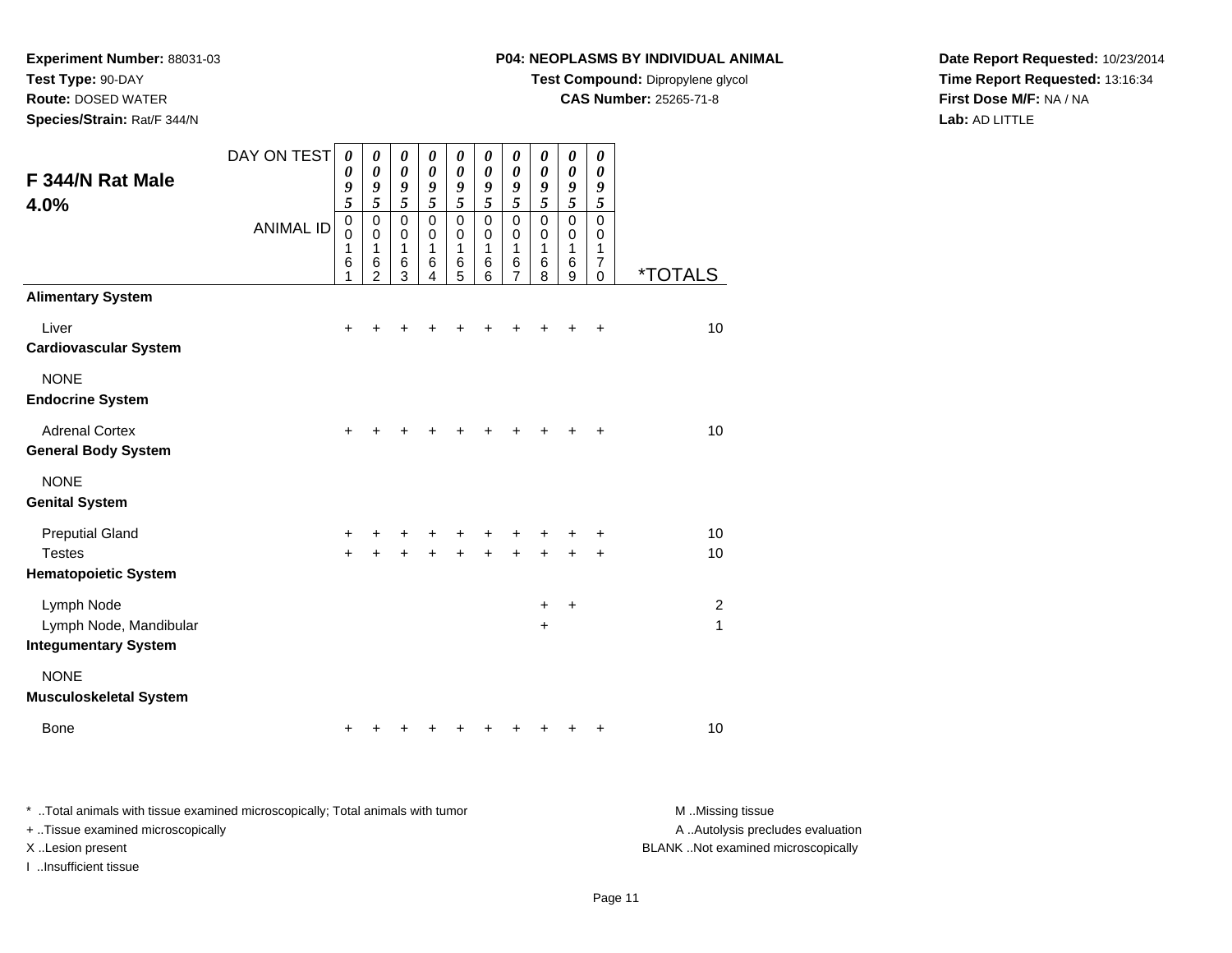**Experiment Number:** 88031-03
**Test Type:** 90-DAY
**Route:** DOSED WATER
**Species/Strain:** Rat/F 344/N

**P04: NEOPLASMS BY INDIVIDUAL ANIMAL**
**Test Compound:** Dipropylene glycol
**CAS Number:** 25265-71-8

**Date Report Requested:** 10/23/2014
**Time Report Requested:** 13:16:34
**First Dose M/F:** NA / NA
**Lab:** AD LITTLE

## F 344/N Rat Male 4.0%

| DAY ON TEST | 0095 | 0095 | 0095 | 0095 | 0095 | 0095 | 0095 | 0095 | 0095 | 0095 | |
|---|---|---|---|---|---|---|---|---|---|---|---|
| ANIMAL ID | 00161 | 00162 | 00163 | 00164 | 00165 | 00166 | 00167 | 00168 | 00169 | 00170 | *TOTALS |
| **Alimentary System** | | | | | | | | | | | |
| Liver | + | + | + | + | + | + | + | + | + | + | 10 |
| **Cardiovascular System** | | | | | | | | | | | |
| NONE | | | | | | | | | | | |
| **Endocrine System** | | | | | | | | | | | |
| Adrenal Cortex | + | + | + | + | + | + | + | + | + | + | 10 |
| **General Body System** | | | | | | | | | | | |
| NONE | | | | | | | | | | | |
| **Genital System** | | | | | | | | | | | |
| Preputial Gland | + | + | + | + | + | + | + | + | + | + | 10 |
| Testes | + | + | + | + | + | + | + | + | + | + | 10 |
| **Hematopoietic System** | | | | | | | | | | | |
| Lymph Node | | | | | | | | + | + | | 2 |
| Lymph Node, Mandibular | | | | | | | | + | | | 1 |
| **Integumentary System** | | | | | | | | | | | |
| NONE | | | | | | | | | | | |
| **Musculoskeletal System** | | | | | | | | | | | |
| Bone | + | + | + | + | + | + | + | + | + | + | 10 |

\* ..Total animals with tissue examined microscopically; Total animals with tumor
\+ ..Tissue examined microscopically
X ..Lesion present
I ..Insufficient tissue

M ..Missing tissue
A ..Autolysis precludes evaluation
BLANK ..Not examined microscopically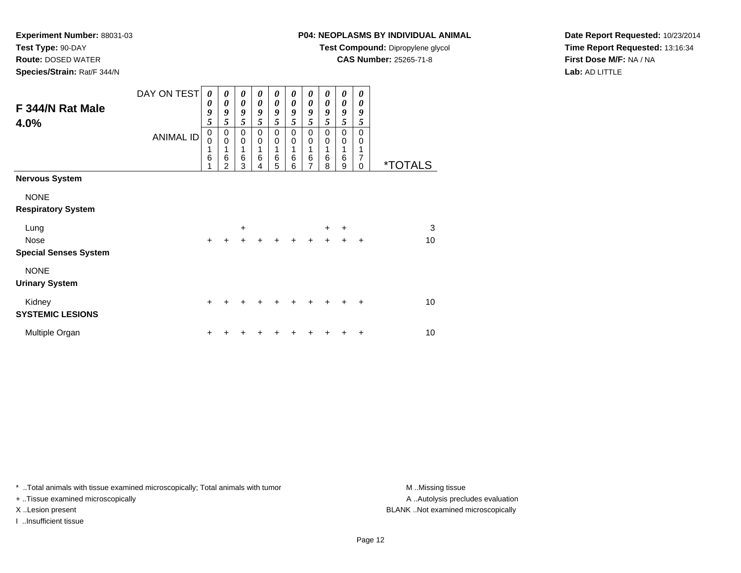**Experiment Number:** 88031-03
**Test Type:** 90-DAY
**Route:** DOSED WATER
**Species/Strain:** Rat/F 344/N

**P04: NEOPLASMS BY INDIVIDUAL ANIMAL**
**Test Compound:** Dipropylene glycol
**CAS Number:** 25265-71-8

**Date Report Requested:** 10/23/2014
**Time Report Requested:** 13:16:34
**First Dose M/F:** NA / NA
**Lab:** AD LITTLE

## F 344/N Rat Male 4.0%

| DAY ON TEST | 0095 | 0095 | 0095 | 0095 | 0095 | 0095 | 0095 | 0095 | 0095 | 0095 | |
|---|---|---|---|---|---|---|---|---|---|---|---|
| **ANIMAL ID** | 00161 | 00162 | 00163 | 00164 | 00165 | 00166 | 00167 | 00168 | 00169 | 00170 | ***TOTALS** |
| **Nervous System** | | | | | | | | | | | |
| NONE | | | | | | | | | | | |
| **Respiratory System** | | | | | | | | | | | |
| Lung | | | + | | | | | + | + | | 3 |
| Nose | + | + | + | + | + | + | + | + | + | + | 10 |
| **Special Senses System** | | | | | | | | | | | |
| NONE | | | | | | | | | | | |
| **Urinary System** | | | | | | | | | | | |
| Kidney | + | + | + | + | + | + | + | + | + | + | 10 |
| **SYSTEMIC LESIONS** | | | | | | | | | | | |
| Multiple Organ | + | + | + | + | + | + | + | + | + | + | 10 |

* ..Total animals with tissue examined microscopically; Total animals with tumor
+ ..Tissue examined microscopically
X ..Lesion present
I ..Insufficient tissue

M ..Missing tissue
A ..Autolysis precludes evaluation
BLANK ..Not examined microscopically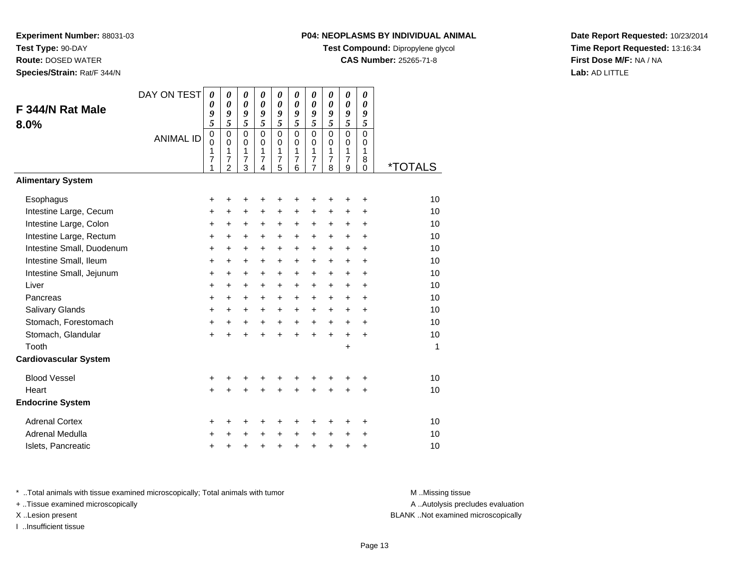**Experiment Number:** 88031-03
**Test Type:** 90-DAY
**Route:** DOSED WATER
**Species/Strain:** Rat/F 344/N

**P04: NEOPLASMS BY INDIVIDUAL ANIMAL**
**Test Compound:** Dipropylene glycol
**CAS Number:** 25265-71-8

**Date Report Requested:** 10/23/2014
**Time Report Requested:** 13:16:34
**First Dose M/F:** NA / NA
**Lab:** AD LITTLE

## F 344/N Rat Male 8.0%

| DAY ON TEST | 0095 | 0095 | 0095 | 0095 | 0095 | 0095 | 0095 | 0095 | 0095 | 0095 | |
|---|---|---|---|---|---|---|---|---|---|---|---|
| ANIMAL ID | 00171 | 00172 | 00173 | 00174 | 00175 | 00176 | 00177 | 00178 | 00179 | 00180 | *TOTALS |
| **Alimentary System** | | | | | | | | | | | |
| Esophagus | + | + | + | + | + | + | + | + | + | + | 10 |
| Intestine Large, Cecum | + | + | + | + | + | + | + | + | + | + | 10 |
| Intestine Large, Colon | + | + | + | + | + | + | + | + | + | + | 10 |
| Intestine Large, Rectum | + | + | + | + | + | + | + | + | + | + | 10 |
| Intestine Small, Duodenum | + | + | + | + | + | + | + | + | + | + | 10 |
| Intestine Small, Ileum | + | + | + | + | + | + | + | + | + | + | 10 |
| Intestine Small, Jejunum | + | + | + | + | + | + | + | + | + | + | 10 |
| Liver | + | + | + | + | + | + | + | + | + | + | 10 |
| Pancreas | + | + | + | + | + | + | + | + | + | + | 10 |
| Salivary Glands | + | + | + | + | + | + | + | + | + | + | 10 |
| Stomach, Forestomach | + | + | + | + | + | + | + | + | + | + | 10 |
| Stomach, Glandular | + | + | + | + | + | + | + | + | + | + | 10 |
| Tooth | | | | | | | | | + | | 1 |
| **Cardiovascular System** | | | | | | | | | | | |
| Blood Vessel | + | + | + | + | + | + | + | + | + | + | 10 |
| Heart | + | + | + | + | + | + | + | + | + | + | 10 |
| **Endocrine System** | | | | | | | | | | | |
| Adrenal Cortex | + | + | + | + | + | + | + | + | + | + | 10 |
| Adrenal Medulla | + | + | + | + | + | + | + | + | + | + | 10 |
| Islets, Pancreatic | + | + | + | + | + | + | + | + | + | + | 10 |

* ..Total animals with tissue examined microscopically; Total animals with tumor
+ ..Tissue examined microscopically
X ..Lesion present
I ..Insufficient tissue

M ..Missing tissue
A ..Autolysis precludes evaluation
BLANK ..Not examined microscopically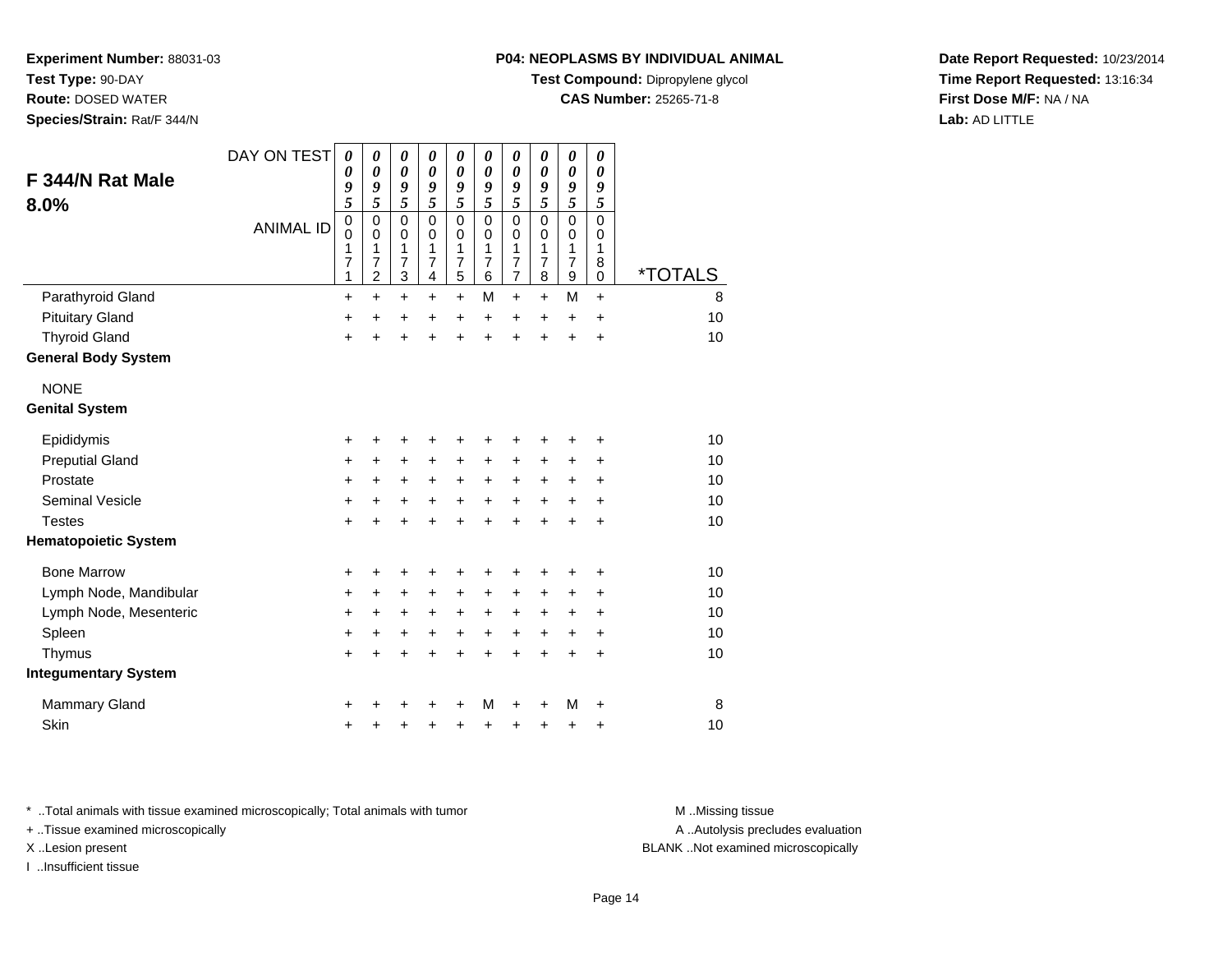**Experiment Number:** 88031-03
**Test Type:** 90-DAY
**Route:** DOSED WATER
**Species/Strain:** Rat/F 344/N

**P04: NEOPLASMS BY INDIVIDUAL ANIMAL**
**Test Compound:** Dipropylene glycol
**CAS Number:** 25265-71-8

**Date Report Requested:** 10/23/2014
**Time Report Requested:** 13:16:34
**First Dose M/F:** NA / NA
**Lab:** AD LITTLE

## F 344/N Rat Male 8.0%

| DAY ON TEST | 0095 | 0095 | 0095 | 0095 | 0095 | 0095 | 0095 | 0095 | 0095 | 0095 | |
|---|---|---|---|---|---|---|---|---|---|---|---|
| **ANIMAL ID** | 00171 | 00172 | 00173 | 00174 | 00175 | 00176 | 00177 | 00178 | 00179 | 00180 | ***TOTALS** |
| Parathyroid Gland | + | + | + | + | + | M | + | + | M | + | 8 |
| Pituitary Gland | + | + | + | + | + | + | + | + | + | + | 10 |
| Thyroid Gland | + | + | + | + | + | + | + | + | + | + | 10 |
| **General Body System** | | | | | | | | | | | |
| NONE | | | | | | | | | | | |
| **Genital System** | | | | | | | | | | | |
| Epididymis | + | + | + | + | + | + | + | + | + | + | 10 |
| Preputial Gland | + | + | + | + | + | + | + | + | + | + | 10 |
| Prostate | + | + | + | + | + | + | + | + | + | + | 10 |
| Seminal Vesicle | + | + | + | + | + | + | + | + | + | + | 10 |
| Testes | + | + | + | + | + | + | + | + | + | + | 10 |
| **Hematopoietic System** | | | | | | | | | | | |
| Bone Marrow | + | + | + | + | + | + | + | + | + | + | 10 |
| Lymph Node, Mandibular | + | + | + | + | + | + | + | + | + | + | 10 |
| Lymph Node, Mesenteric | + | + | + | + | + | + | + | + | + | + | 10 |
| Spleen | + | + | + | + | + | + | + | + | + | + | 10 |
| Thymus | + | + | + | + | + | + | + | + | + | + | 10 |
| **Integumentary System** | | | | | | | | | | | |
| Mammary Gland | + | + | + | + | + | M | + | + | M | + | 8 |
| Skin | + | + | + | + | + | + | + | + | + | + | 10 |

* ..Total animals with tissue examined microscopically; Total animals with tumor
+ ..Tissue examined microscopically
X ..Lesion present
I ..Insufficient tissue

M ..Missing tissue
A ..Autolysis precludes evaluation
BLANK ..Not examined microscopically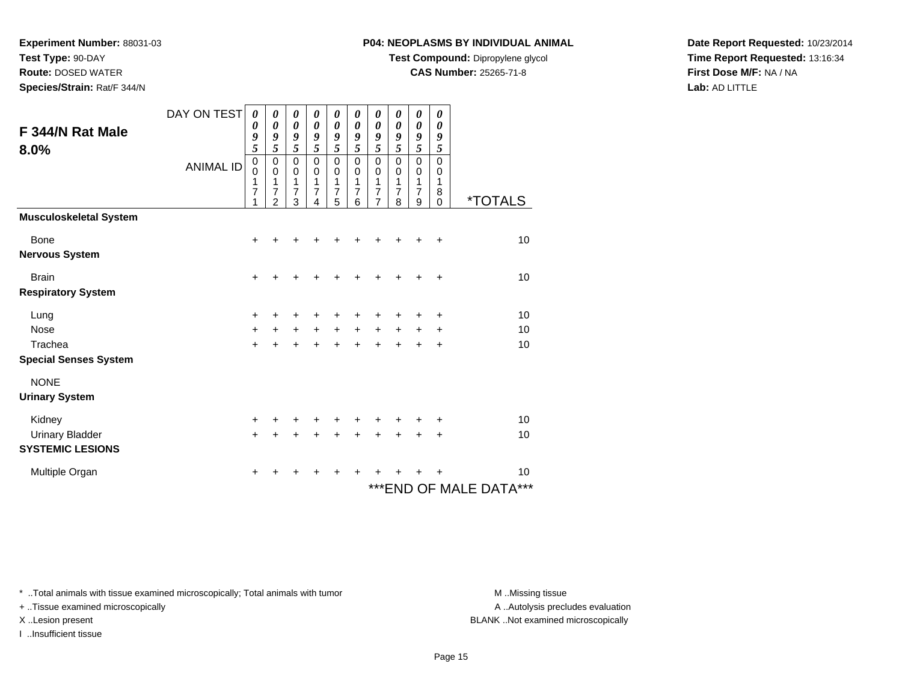**Experiment Number:** 88031-03
**Test Type:** 90-DAY
**Route:** DOSED WATER
**Species/Strain:** Rat/F 344/N

**P04: NEOPLASMS BY INDIVIDUAL ANIMAL**
**Test Compound:** Dipropylene glycol
**CAS Number:** 25265-71-8

**Date Report Requested:** 10/23/2014
**Time Report Requested:** 13:16:34
**First Dose M/F:** NA / NA
**Lab:** AD LITTLE

## F 344/N Rat Male 8.0%

| DAY ON TEST | 0095 | 0095 | 0095 | 0095 | 0095 | 0095 | 0095 | 0095 | 0095 | 0095 | |
|---|---|---|---|---|---|---|---|---|---|---|---|
| **ANIMAL ID** | 00171 | 00172 | 00173 | 00174 | 00175 | 00176 | 00177 | 00178 | 00179 | 00180 | ***TOTALS** |
| **Musculoskeletal System** | | | | | | | | | | | |
| Bone | + | + | + | + | + | + | + | + | + | + | 10 |
| **Nervous System** | | | | | | | | | | | |
| Brain | + | + | + | + | + | + | + | + | + | + | 10 |
| **Respiratory System** | | | | | | | | | | | |
| Lung | + | + | + | + | + | + | + | + | + | + | 10 |
| Nose | + | + | + | + | + | + | + | + | + | + | 10 |
| Trachea | + | + | + | + | + | + | + | + | + | + | 10 |
| **Special Senses System** | | | | | | | | | | | |
| NONE | | | | | | | | | | | |
| **Urinary System** | | | | | | | | | | | |
| Kidney | + | + | + | + | + | + | + | + | + | + | 10 |
| Urinary Bladder | + | + | + | + | + | + | + | + | + | + | 10 |
| **SYSTEMIC LESIONS** | | | | | | | | | | | |
| Multiple Organ | + | + | + | + | + | + | + | + | + | + | 10 |

***END OF MALE DATA***

* ..Total animals with tissue examined microscopically; Total animals with tumor
+ ..Tissue examined microscopically
X ..Lesion present
I ..Insufficient tissue

M ..Missing tissue
A ..Autolysis precludes evaluation
BLANK ..Not examined microscopically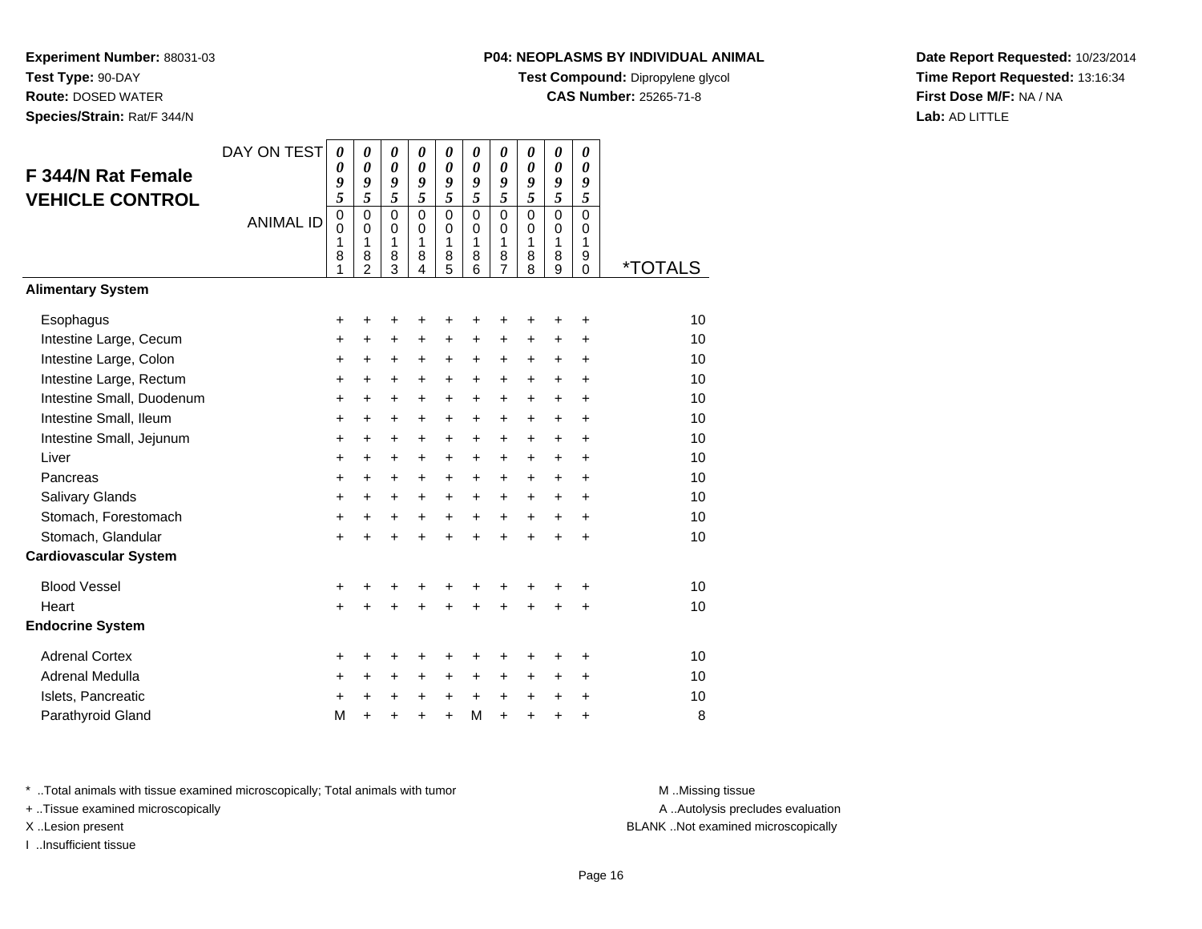**Experiment Number:** 88031-03
**Test Type:** 90-DAY
**Route:** DOSED WATER
**Species/Strain:** Rat/F 344/N

**P04: NEOPLASMS BY INDIVIDUAL ANIMAL**
**Test Compound:** Dipropylene glycol
**CAS Number:** 25265-71-8

**Date Report Requested:** 10/23/2014
**Time Report Requested:** 13:16:34
**First Dose M/F:** NA / NA
**Lab:** AD LITTLE

## F 344/N Rat Female VEHICLE CONTROL

| DAY ON TEST | 0095 | 0095 | 0095 | 0095 | 0095 | 0095 | 0095 | 0095 | 0095 | 0095 | |
|---|---|---|---|---|---|---|---|---|---|---|---|
| **ANIMAL ID** | 00181 | 00182 | 00183 | 00184 | 00185 | 00186 | 00187 | 00188 | 00189 | 00190 | ***TOTALS** |
| **Alimentary System** | | | | | | | | | | | |
| Esophagus | + | + | + | + | + | + | + | + | + | + | 10 |
| Intestine Large, Cecum | + | + | + | + | + | + | + | + | + | + | 10 |
| Intestine Large, Colon | + | + | + | + | + | + | + | + | + | + | 10 |
| Intestine Large, Rectum | + | + | + | + | + | + | + | + | + | + | 10 |
| Intestine Small, Duodenum | + | + | + | + | + | + | + | + | + | + | 10 |
| Intestine Small, Ileum | + | + | + | + | + | + | + | + | + | + | 10 |
| Intestine Small, Jejunum | + | + | + | + | + | + | + | + | + | + | 10 |
| Liver | + | + | + | + | + | + | + | + | + | + | 10 |
| Pancreas | + | + | + | + | + | + | + | + | + | + | 10 |
| Salivary Glands | + | + | + | + | + | + | + | + | + | + | 10 |
| Stomach, Forestomach | + | + | + | + | + | + | + | + | + | + | 10 |
| Stomach, Glandular | + | + | + | + | + | + | + | + | + | + | 10 |
| **Cardiovascular System** | | | | | | | | | | | |
| Blood Vessel | + | + | + | + | + | + | + | + | + | + | 10 |
| Heart | + | + | + | + | + | + | + | + | + | + | 10 |
| **Endocrine System** | | | | | | | | | | | |
| Adrenal Cortex | + | + | + | + | + | + | + | + | + | + | 10 |
| Adrenal Medulla | + | + | + | + | + | + | + | + | + | + | 10 |
| Islets, Pancreatic | + | + | + | + | + | + | + | + | + | + | 10 |
| Parathyroid Gland | M | + | + | + | + | M | + | + | + | + | 8 |

* ..Total animals with tissue examined microscopically; Total animals with tumor
+ ..Tissue examined microscopically
X ..Lesion present
I ..Insufficient tissue

M ..Missing tissue
A ..Autolysis precludes evaluation
BLANK ..Not examined microscopically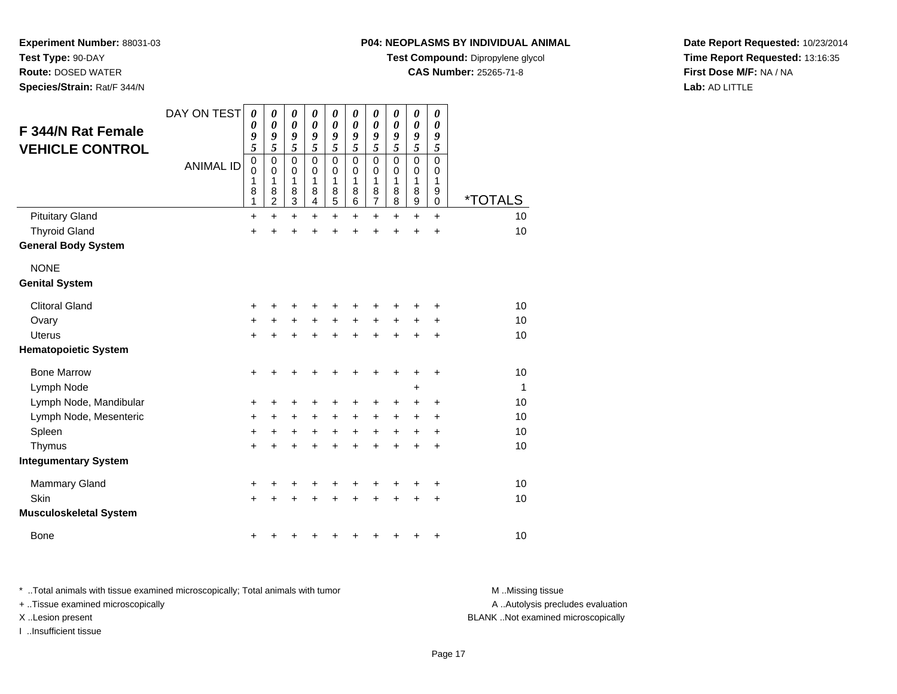**Experiment Number:** 88031-03
**Test Type:** 90-DAY
**Route:** DOSED WATER
**Species/Strain:** Rat/F 344/N

**P04: NEOPLASMS BY INDIVIDUAL ANIMAL**
**Test Compound:** Dipropylene glycol
**CAS Number:** 25265-71-8

**Date Report Requested:** 10/23/2014
**Time Report Requested:** 13:16:35
**First Dose M/F:** NA / NA
**Lab:** AD LITTLE

## F 344/N Rat Female VEHICLE CONTROL

| DAY ON TEST | 0095 | 0095 | 0095 | 0095 | 0095 | 0095 | 0095 | 0095 | 0095 | 0095 | |
|---|---|---|---|---|---|---|---|---|---|---|---|
| ANIMAL ID | 00181 | 00182 | 00183 | 00184 | 00185 | 00186 | 00187 | 00188 | 00189 | 00190 | *TOTALS |
| Pituitary Gland | + | + | + | + | + | + | + | + | + | + | 10 |
| Thyroid Gland | + | + | + | + | + | + | + | + | + | + | 10 |
| **General Body System** | | | | | | | | | | | |
| NONE | | | | | | | | | | | |
| **Genital System** | | | | | | | | | | | |
| Clitoral Gland | + | + | + | + | + | + | + | + | + | + | 10 |
| Ovary | + | + | + | + | + | + | + | + | + | + | 10 |
| Uterus | + | + | + | + | + | + | + | + | + | + | 10 |
| **Hematopoietic System** | | | | | | | | | | | |
| Bone Marrow | + | + | + | + | + | + | + | + | + | + | 10 |
| Lymph Node | | | | | | | | | + | | 1 |
| Lymph Node, Mandibular | + | + | + | + | + | + | + | + | + | + | 10 |
| Lymph Node, Mesenteric | + | + | + | + | + | + | + | + | + | + | 10 |
| Spleen | + | + | + | + | + | + | + | + | + | + | 10 |
| Thymus | + | + | + | + | + | + | + | + | + | + | 10 |
| **Integumentary System** | | | | | | | | | | | |
| Mammary Gland | + | + | + | + | + | + | + | + | + | + | 10 |
| Skin | + | + | + | + | + | + | + | + | + | + | 10 |
| **Musculoskeletal System** | | | | | | | | | | | |
| Bone | + | + | + | + | + | + | + | + | + | + | 10 |

* ..Total animals with tissue examined microscopically; Total animals with tumor
+ ..Tissue examined microscopically
X ..Lesion present
I ..Insufficient tissue

M ..Missing tissue
A ..Autolysis precludes evaluation
BLANK ..Not examined microscopically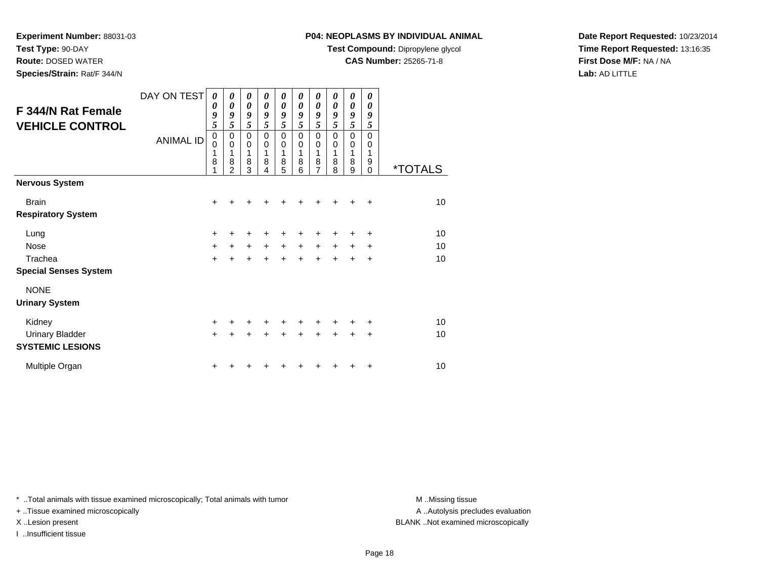**Experiment Number:** 88031-03
**Test Type:** 90-DAY
**Route:** DOSED WATER
**Species/Strain:** Rat/F 344/N

**P04: NEOPLASMS BY INDIVIDUAL ANIMAL**
**Test Compound:** Dipropylene glycol
**CAS Number:** 25265-71-8

**Date Report Requested:** 10/23/2014
**Time Report Requested:** 13:16:35
**First Dose M/F:** NA / NA
**Lab:** AD LITTLE

## F 344/N Rat Female VEHICLE CONTROL

| DAY ON TEST | 0095 | 0095 | 0095 | 0095 | 0095 | 0095 | 0095 | 0095 | 0095 | 0095 | |
|---|---|---|---|---|---|---|---|---|---|---|---|
| ANIMAL ID | 00181 | 00182 | 00183 | 00184 | 00185 | 00186 | 00187 | 00188 | 00189 | 00190 | *TOTALS |
| **Nervous System** | | | | | | | | | | | |
| Brain | + | + | + | + | + | + | + | + | + | + | 10 |
| **Respiratory System** | | | | | | | | | | | |
| Lung | + | + | + | + | + | + | + | + | + | + | 10 |
| Nose | + | + | + | + | + | + | + | + | + | + | 10 |
| Trachea | + | + | + | + | + | + | + | + | + | + | 10 |
| **Special Senses System** | | | | | | | | | | | |
| NONE | | | | | | | | | | | |
| **Urinary System** | | | | | | | | | | | |
| Kidney | + | + | + | + | + | + | + | + | + | + | 10 |
| Urinary Bladder | + | + | + | + | + | + | + | + | + | + | 10 |
| **SYSTEMIC LESIONS** | | | | | | | | | | | |
| Multiple Organ | + | + | + | + | + | + | + | + | + | + | 10 |

* ..Total animals with tissue examined microscopically; Total animals with tumor
+ ..Tissue examined microscopically
X ..Lesion present
I ..Insufficient tissue

M ..Missing tissue
A ..Autolysis precludes evaluation
BLANK ..Not examined microscopically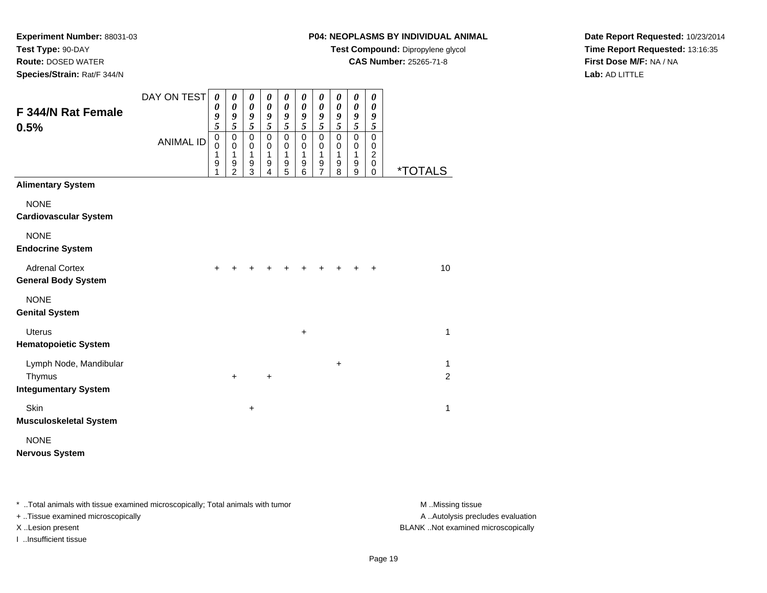**Experiment Number:** 88031-03
**Test Type:** 90-DAY
**Route:** DOSED WATER
**Species/Strain:** Rat/F 344/N

**P04: NEOPLASMS BY INDIVIDUAL ANIMAL**
**Test Compound:** Dipropylene glycol
**CAS Number:** 25265-71-8

**Date Report Requested:** 10/23/2014
**Time Report Requested:** 13:16:35
**First Dose M/F:** NA / NA
**Lab:** AD LITTLE

## F 344/N Rat Female 0.5%

| DAY ON TEST | 0095 | 0095 | 0095 | 0095 | 0095 | 0095 | 0095 | 0095 | 0095 | 0095 | |
|---|---|---|---|---|---|---|---|---|---|---|---|
| ANIMAL ID | 00191 | 00192 | 00193 | 00194 | 00195 | 00196 | 00197 | 00198 | 00199 | 00200 | *TOTALS |
| **Alimentary System** | | | | | | | | | | | |
| NONE | | | | | | | | | | | |
| **Cardiovascular System** | | | | | | | | | | | |
| NONE | | | | | | | | | | | |
| **Endocrine System** | | | | | | | | | | | |
| Adrenal Cortex | + | + | + | + | + | + | + | + | + | + | 10 |
| **General Body System** | | | | | | | | | | | |
| NONE | | | | | | | | | | | |
| **Genital System** | | | | | | | | | | | |
| Uterus | | | | | | + | | | | | 1 |
| **Hematopoietic System** | | | | | | | | | | | |
| Lymph Node, Mandibular | | | | | | | | + | | | 1 |
| Thymus | | + | | + | | | | | | | 2 |
| **Integumentary System** | | | | | | | | | | | |
| Skin | | | + | | | | | | | | 1 |
| **Musculoskeletal System** | | | | | | | | | | | |
| NONE | | | | | | | | | | | |
| **Nervous System** | | | | | | | | | | | |

\* ..Total animals with tissue examined microscopically; Total animals with tumor
+ ..Tissue examined microscopically
X ..Lesion present
I ..Insufficient tissue

M ..Missing tissue
A ..Autolysis precludes evaluation
BLANK ..Not examined microscopically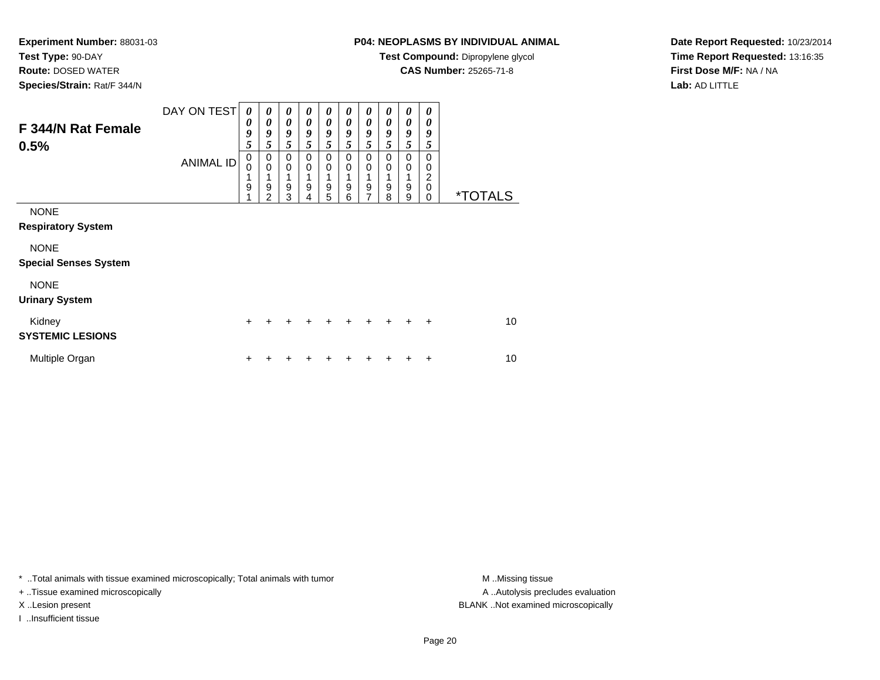**Experiment Number:** 88031-03
**Test Type:** 90-DAY
**Route:** DOSED WATER
**Species/Strain:** Rat/F 344/N

**P04: NEOPLASMS BY INDIVIDUAL ANIMAL**
**Test Compound:** Dipropylene glycol
**CAS Number:** 25265-71-8

**Date Report Requested:** 10/23/2014
**Time Report Requested:** 13:16:35
**First Dose M/F:** NA / NA
**Lab:** AD LITTLE

## F 344/N Rat Female 0.5%

| DAY ON TEST | 0095 | 0095 | 0095 | 0095 | 0095 | 0095 | 0095 | 0095 | 0095 | 0095 | |
|---|---|---|---|---|---|---|---|---|---|---|---|
| ANIMAL ID | 00191 | 00192 | 00193 | 00194 | 00195 | 00196 | 00197 | 00198 | 00199 | 00200 | *TOTALS |
| NONE | | | | | | | | | | | |
| **Respiratory System** | | | | | | | | | | | |
| NONE | | | | | | | | | | | |
| **Special Senses System** | | | | | | | | | | | |
| NONE | | | | | | | | | | | |
| **Urinary System** | | | | | | | | | | | |
| Kidney | + | + | + | + | + | + | + | + | + | + | 10 |
| **SYSTEMIC LESIONS** | | | | | | | | | | | |
| Multiple Organ | + | + | + | + | + | + | + | + | + | + | 10 |

* ..Total animals with tissue examined microscopically; Total animals with tumor
+ ..Tissue examined microscopically
X ..Lesion present
I ..Insufficient tissue

M ..Missing tissue
A ..Autolysis precludes evaluation
BLANK ..Not examined microscopically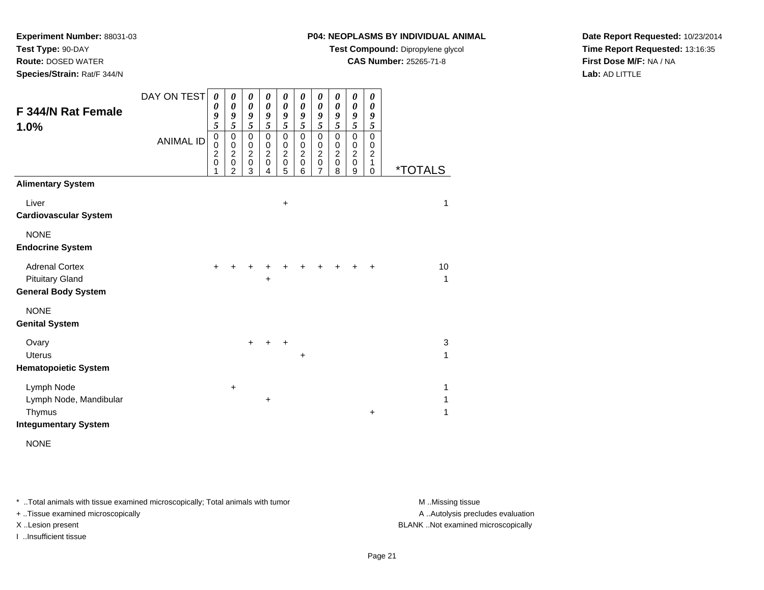**Experiment Number:** 88031-03
**Test Type:** 90-DAY
**Route:** DOSED WATER
**Species/Strain:** Rat/F 344/N

**P04: NEOPLASMS BY INDIVIDUAL ANIMAL**
**Test Compound:** Dipropylene glycol
**CAS Number:** 25265-71-8

**Date Report Requested:** 10/23/2014
**Time Report Requested:** 13:16:35
**First Dose M/F:** NA / NA
**Lab:** AD LITTLE

## F 344/N Rat Female 1.0%

| DAY ON TEST | 0095 | 0095 | 0095 | 0095 | 0095 | 0095 | 0095 | 0095 | 0095 | 0095 | |
|---|---|---|---|---|---|---|---|---|---|---|---|
| ANIMAL ID | 00201 | 00202 | 00203 | 00204 | 00205 | 00206 | 00207 | 00208 | 00209 | 00210 | *TOTALS |
| **Alimentary System** | | | | | | | | | | | |
| Liver | | | | | + | | | | | | 1 |
| **Cardiovascular System** | | | | | | | | | | | |
| NONE | | | | | | | | | | | |
| **Endocrine System** | | | | | | | | | | | |
| Adrenal Cortex | + | + | + | + | + | + | + | + | + | + | 10 |
| Pituitary Gland | | | | + | | | | | | | 1 |
| **General Body System** | | | | | | | | | | | |
| NONE | | | | | | | | | | | |
| **Genital System** | | | | | | | | | | | |
| Ovary | | | + | + | + | | | | | | 3 |
| Uterus | | | | | | + | | | | | 1 |
| **Hematopoietic System** | | | | | | | | | | | |
| Lymph Node | | + | | | | | | | | | 1 |
| Lymph Node, Mandibular | | | | + | | | | | | | 1 |
| Thymus | | | | | | | | | | + | 1 |
| **Integumentary System** | | | | | | | | | | | |
| NONE | | | | | | | | | | | |

\* ..Total animals with tissue examined microscopically; Total animals with tumor
+ ..Tissue examined microscopically
X ..Lesion present
I ..Insufficient tissue

M ..Missing tissue
A ..Autolysis precludes evaluation
BLANK ..Not examined microscopically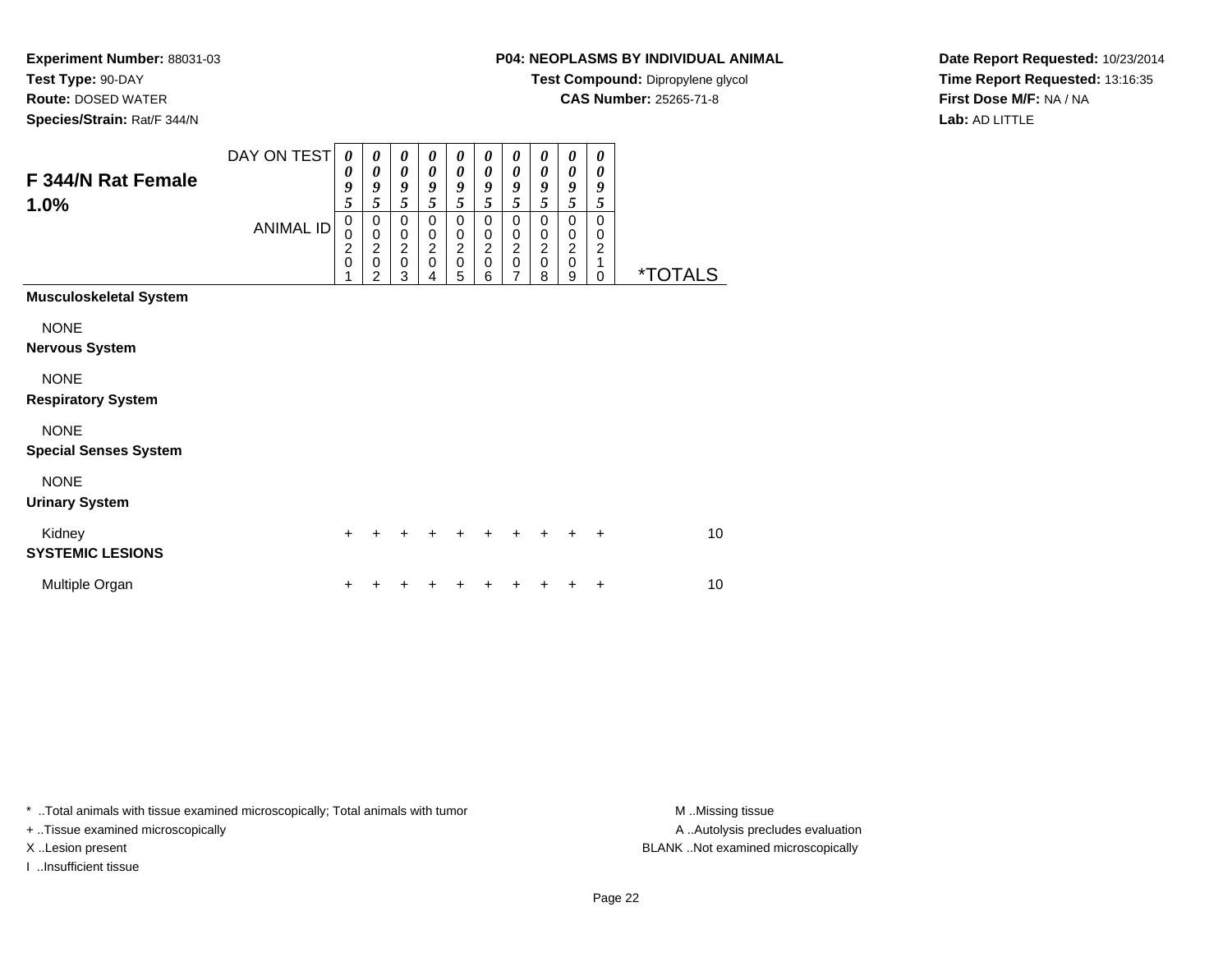**Experiment Number:** 88031-03
**Test Type:** 90-DAY
**Route:** DOSED WATER
**Species/Strain:** Rat/F 344/N

**P04: NEOPLASMS BY INDIVIDUAL ANIMAL**
**Test Compound:** Dipropylene glycol
**CAS Number:** 25265-71-8

**Date Report Requested:** 10/23/2014
**Time Report Requested:** 13:16:35
**First Dose M/F:** NA / NA
**Lab:** AD LITTLE

## F 344/N Rat Female 1.0%

| DAY ON TEST | 0095 | 0095 | 0095 | 0095 | 0095 | 0095 | 0095 | 0095 | 0095 | 0095 | |
|---|---|---|---|---|---|---|---|---|---|---|---|
| ANIMAL ID | 00201 | 00202 | 00203 | 00204 | 00205 | 00206 | 00207 | 00208 | 00209 | 00210 | *TOTALS |
| **Musculoskeletal System** | | | | | | | | | | | |
| NONE | | | | | | | | | | | |
| **Nervous System** | | | | | | | | | | | |
| NONE | | | | | | | | | | | |
| **Respiratory System** | | | | | | | | | | | |
| NONE | | | | | | | | | | | |
| **Special Senses System** | | | | | | | | | | | |
| NONE | | | | | | | | | | | |
| **Urinary System** | | | | | | | | | | | |
| Kidney | + | + | + | + | + | + | + | + | + | + | 10 |
| **SYSTEMIC LESIONS** | | | | | | | | | | | |
| Multiple Organ | + | + | + | + | + | + | + | + | + | + | 10 |

* ..Total animals with tissue examined microscopically; Total animals with tumor
+ ..Tissue examined microscopically
X ..Lesion present
I ..Insufficient tissue

M ..Missing tissue
A ..Autolysis precludes evaluation
BLANK ..Not examined microscopically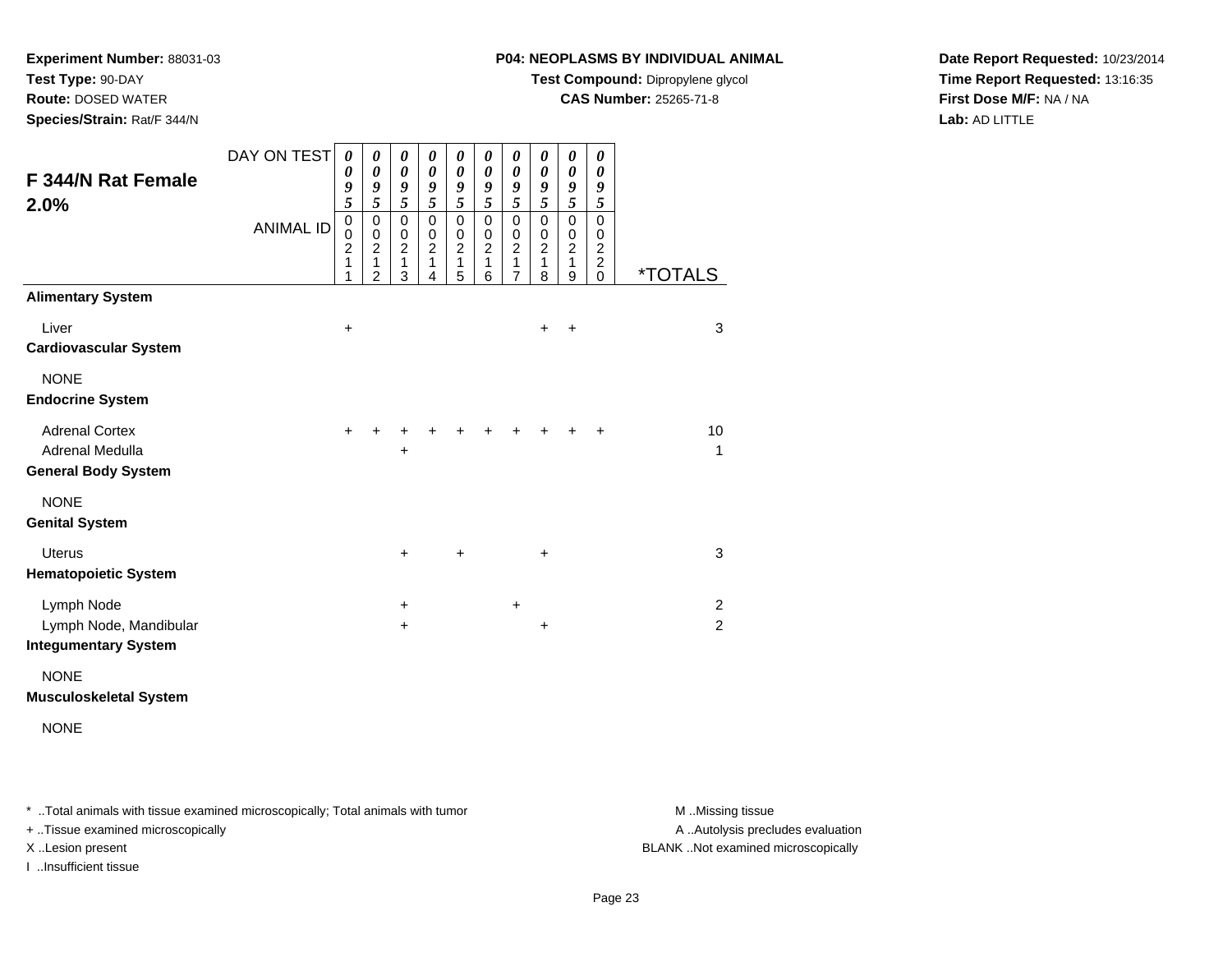**Experiment Number:** 88031-03
**Test Type:** 90-DAY
**Route:** DOSED WATER
**Species/Strain:** Rat/F 344/N

**P04: NEOPLASMS BY INDIVIDUAL ANIMAL**
**Test Compound:** Dipropylene glycol
**CAS Number:** 25265-71-8

**Date Report Requested:** 10/23/2014
**Time Report Requested:** 13:16:35
**First Dose M/F:** NA / NA
**Lab:** AD LITTLE

## F 344/N Rat Female 2.0%

| DAY ON TEST | 0095 | 0095 | 0095 | 0095 | 0095 | 0095 | 0095 | 0095 | 0095 | 0095 | |
|---|---|---|---|---|---|---|---|---|---|---|---|
| **ANIMAL ID** | 00211 | 00212 | 00213 | 00214 | 00215 | 00216 | 00217 | 00218 | 00219 | 00220 | ***TOTALS** |
| **Alimentary System** | | | | | | | | | | | |
| Liver | + | | | | | | | + | + | | 3 |
| **Cardiovascular System** | | | | | | | | | | | |
| NONE | | | | | | | | | | | |
| **Endocrine System** | | | | | | | | | | | |
| Adrenal Cortex | + | + | + | + | + | + | + | + | + | + | 10 |
| Adrenal Medulla | | | + | | | | | | | | 1 |
| **General Body System** | | | | | | | | | | | |
| NONE | | | | | | | | | | | |
| **Genital System** | | | | | | | | | | | |
| Uterus | | | + | | + | | | + | | | 3 |
| **Hematopoietic System** | | | | | | | | | | | |
| Lymph Node | | | + | | | | + | | | | 2 |
| Lymph Node, Mandibular | | | + | | | | | + | | | 2 |
| **Integumentary System** | | | | | | | | | | | |
| NONE | | | | | | | | | | | |
| **Musculoskeletal System** | | | | | | | | | | | |
| NONE | | | | | | | | | | | |

* ..Total animals with tissue examined microscopically; Total animals with tumor
+ ..Tissue examined microscopically
X ..Lesion present
I ..Insufficient tissue

M ..Missing tissue
A ..Autolysis precludes evaluation
BLANK ..Not examined microscopically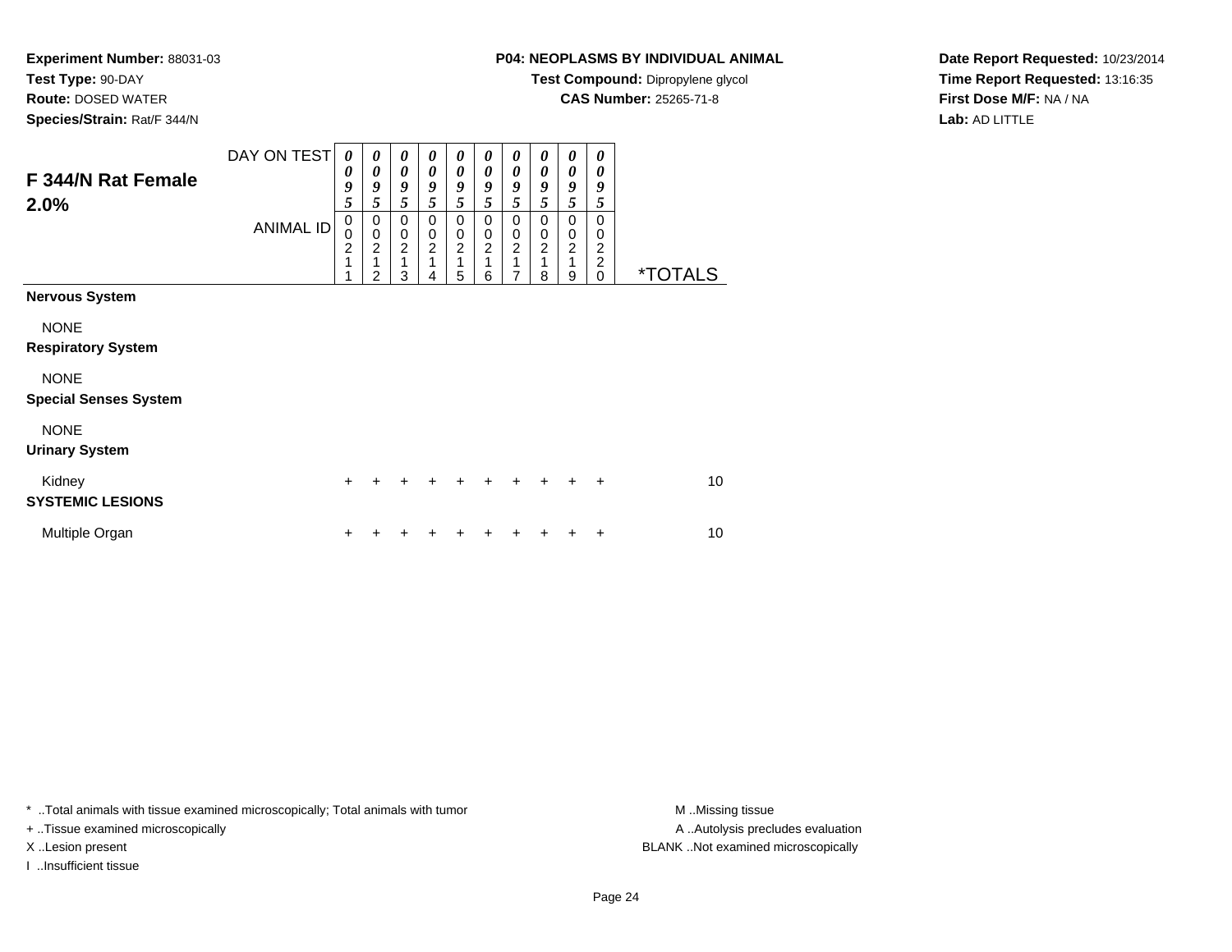**Experiment Number:** 88031-03
**Test Type:** 90-DAY
**Route:** DOSED WATER
**Species/Strain:** Rat/F 344/N

**P04: NEOPLASMS BY INDIVIDUAL ANIMAL**
**Test Compound:** Dipropylene glycol
**CAS Number:** 25265-71-8

**Date Report Requested:** 10/23/2014
**Time Report Requested:** 13:16:35
**First Dose M/F:** NA / NA
**Lab:** AD LITTLE

## F 344/N Rat Female 2.0%

| DAY ON TEST | 0095 | 0095 | 0095 | 0095 | 0095 | 0095 | 0095 | 0095 | 0095 | 0095 | |
|---|---|---|---|---|---|---|---|---|---|---|---|
| **ANIMAL ID** | 00211 | 00212 | 00213 | 00214 | 00215 | 00216 | 00217 | 00218 | 00219 | 00220 | ***TOTALS** |
| **Nervous System** | | | | | | | | | | | |
| NONE | | | | | | | | | | | |
| **Respiratory System** | | | | | | | | | | | |
| NONE | | | | | | | | | | | |
| **Special Senses System** | | | | | | | | | | | |
| NONE | | | | | | | | | | | |
| **Urinary System** | | | | | | | | | | | |
| Kidney | + | + | + | + | + | + | + | + | + | + | 10 |
| **SYSTEMIC LESIONS** | | | | | | | | | | | |
| Multiple Organ | + | + | + | + | + | + | + | + | + | + | 10 |

* ..Total animals with tissue examined microscopically; Total animals with tumor
+ ..Tissue examined microscopically
X ..Lesion present
I ..Insufficient tissue

M ..Missing tissue
A ..Autolysis precludes evaluation
BLANK ..Not examined microscopically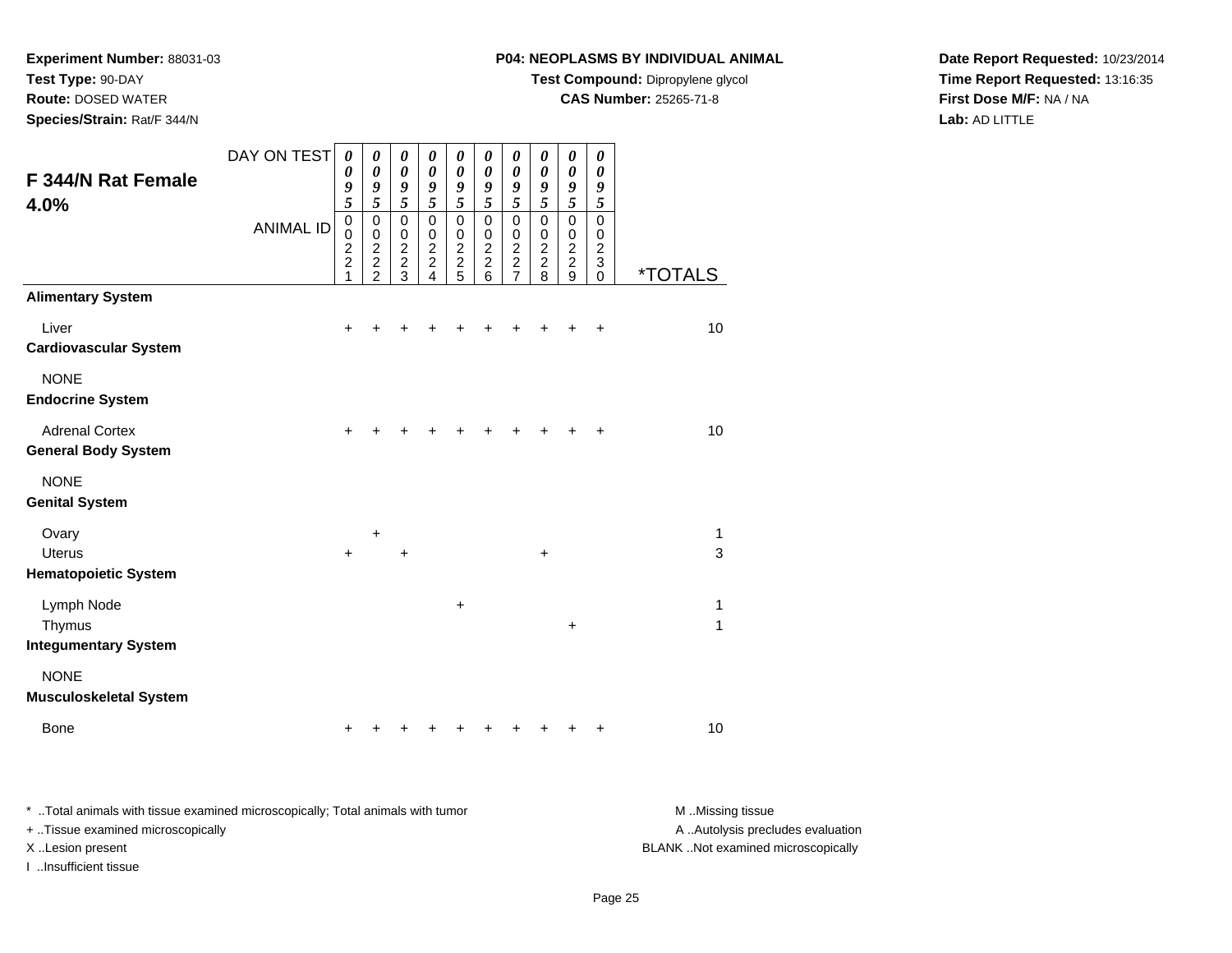**Experiment Number:** 88031-03
**Test Type:** 90-DAY
**Route:** DOSED WATER
**Species/Strain:** Rat/F 344/N

**P04: NEOPLASMS BY INDIVIDUAL ANIMAL**
**Test Compound:** Dipropylene glycol
**CAS Number:** 25265-71-8

**Date Report Requested:** 10/23/2014
**Time Report Requested:** 13:16:35
**First Dose M/F:** NA / NA
**Lab:** AD LITTLE

## F 344/N Rat Female 4.0%

| DAY ON TEST | 0095 | 0095 | 0095 | 0095 | 0095 | 0095 | 0095 | 0095 | 0095 | 0095 | |
|---|---|---|---|---|---|---|---|---|---|---|---|
| ANIMAL ID | 00221 | 00222 | 00223 | 00224 | 00225 | 00226 | 00227 | 00228 | 00229 | 00230 | *TOTALS |
| **Alimentary System** | | | | | | | | | | | |
| Liver | + | + | + | + | + | + | + | + | + | + | 10 |
| **Cardiovascular System** | | | | | | | | | | | |
| NONE | | | | | | | | | | | |
| **Endocrine System** | | | | | | | | | | | |
| Adrenal Cortex | + | + | + | + | + | + | + | + | + | + | 10 |
| **General Body System** | | | | | | | | | | | |
| NONE | | | | | | | | | | | |
| **Genital System** | | | | | | | | | | | |
| Ovary | | + | | | | | | | | | 1 |
| Uterus | + | | + | | | | | + | | | 3 |
| **Hematopoietic System** | | | | | | | | | | | |
| Lymph Node | | | | | + | | | | | | 1 |
| Thymus | | | | | | | | | + | | 1 |
| **Integumentary System** | | | | | | | | | | | |
| NONE | | | | | | | | | | | |
| **Musculoskeletal System** | | | | | | | | | | | |
| Bone | + | + | + | + | + | + | + | + | + | + | 10 |

* ..Total animals with tissue examined microscopically; Total animals with tumor
+ ..Tissue examined microscopically
X ..Lesion present
I ..Insufficient tissue

M ..Missing tissue
A ..Autolysis precludes evaluation
BLANK ..Not examined microscopically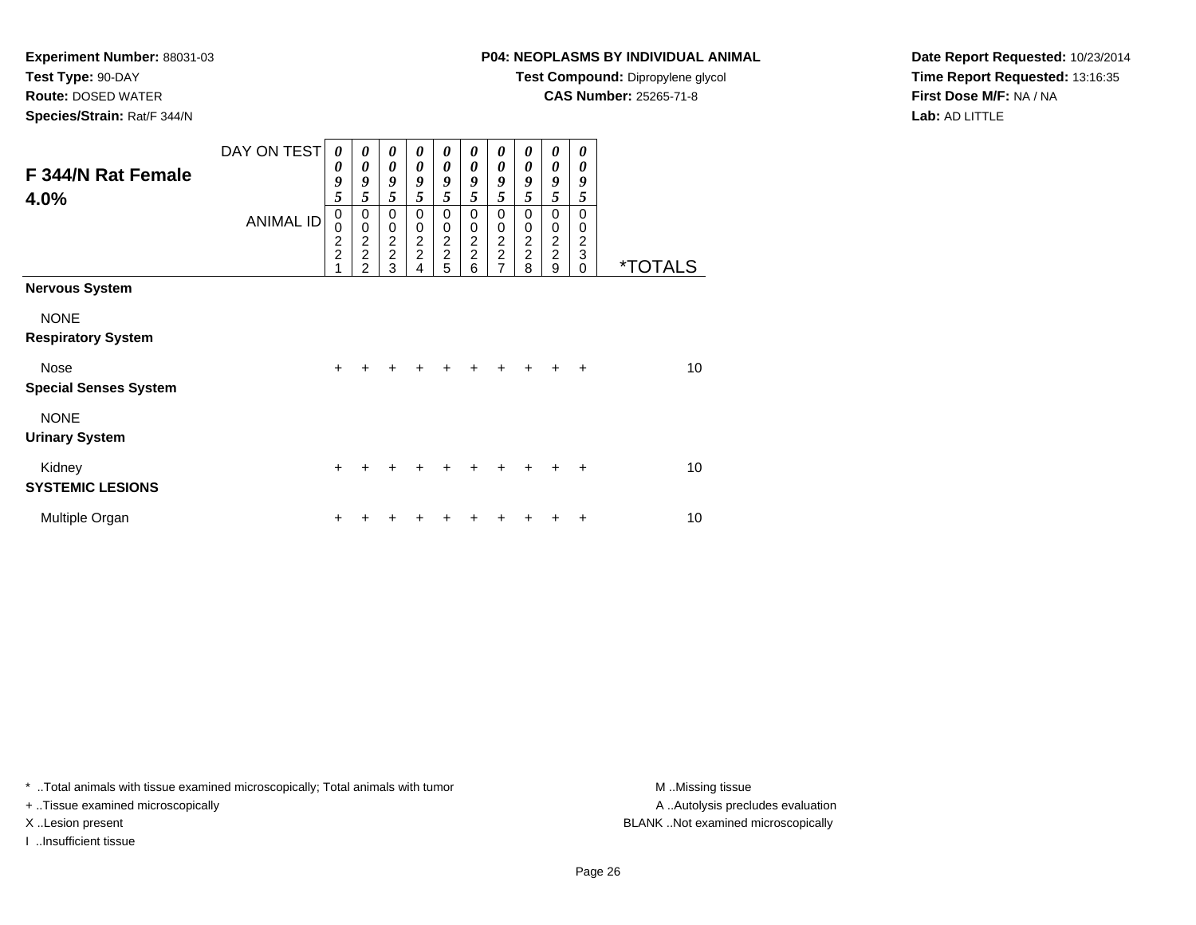**Experiment Number:** 88031-03
**Test Type:** 90-DAY
**Route:** DOSED WATER
**Species/Strain:** Rat/F 344/N

**P04: NEOPLASMS BY INDIVIDUAL ANIMAL**
**Test Compound:** Dipropylene glycol
**CAS Number:** 25265-71-8

**Date Report Requested:** 10/23/2014
**Time Report Requested:** 13:16:35
**First Dose M/F:** NA / NA
**Lab:** AD LITTLE

## F 344/N Rat Female 4.0%

| DAY ON TEST | 0095 | 0095 | 0095 | 0095 | 0095 | 0095 | 0095 | 0095 | 0095 | 0095 | |
|---|---|---|---|---|---|---|---|---|---|---|---|
| ANIMAL ID | 00221 | 00222 | 00223 | 00224 | 00225 | 00226 | 00227 | 00228 | 00229 | 00230 | *TOTALS |
| **Nervous System** | | | | | | | | | | | |
| NONE | | | | | | | | | | | |
| **Respiratory System** | | | | | | | | | | | |
| Nose | + | + | + | + | + | + | + | + | + | + | 10 |
| **Special Senses System** | | | | | | | | | | | |
| NONE | | | | | | | | | | | |
| **Urinary System** | | | | | | | | | | | |
| Kidney | + | + | + | + | + | + | + | + | + | + | 10 |
| **SYSTEMIC LESIONS** | | | | | | | | | | | |
| Multiple Organ | + | + | + | + | + | + | + | + | + | + | 10 |

* ..Total animals with tissue examined microscopically; Total animals with tumor
+ ..Tissue examined microscopically
X ..Lesion present
I ..Insufficient tissue

M ..Missing tissue
A ..Autolysis precludes evaluation
BLANK ..Not examined microscopically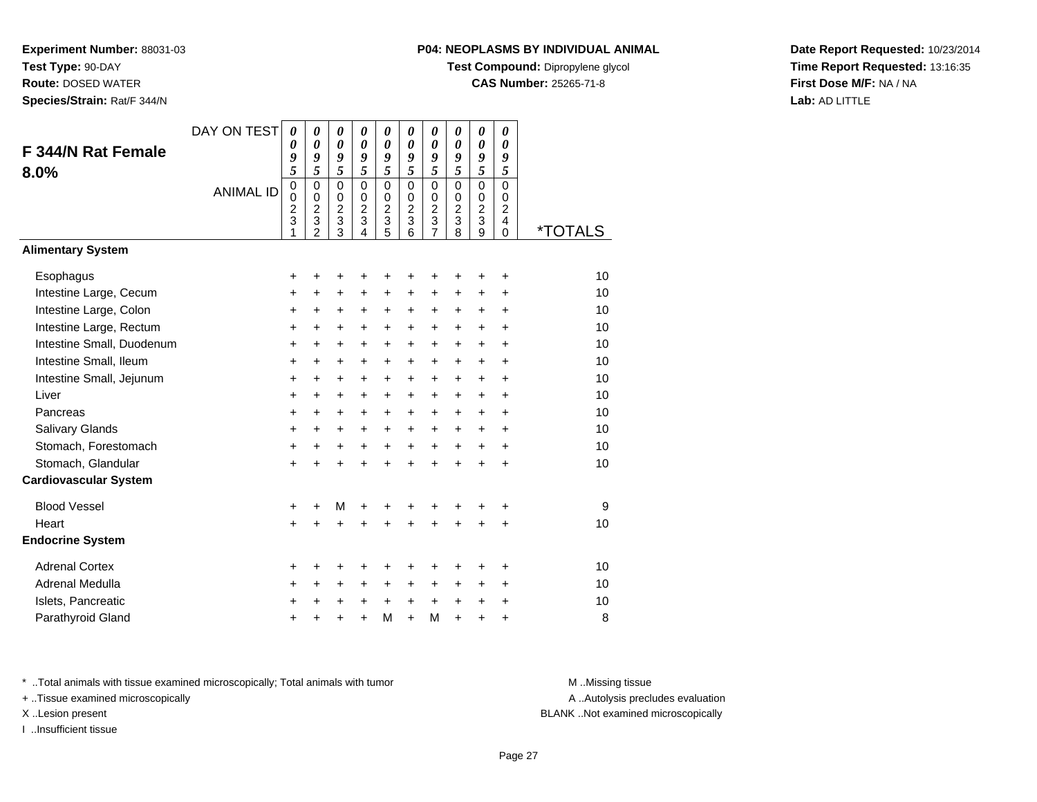**Experiment Number:** 88031-03
**Test Type:** 90-DAY
**Route:** DOSED WATER
**Species/Strain:** Rat/F 344/N

**P04: NEOPLASMS BY INDIVIDUAL ANIMAL**
**Test Compound:** Dipropylene glycol
**CAS Number:** 25265-71-8

**Date Report Requested:** 10/23/2014
**Time Report Requested:** 13:16:35
**First Dose M/F:** NA / NA
**Lab:** AD LITTLE

## F 344/N Rat Female 8.0%

| DAY ON TEST | 0095 | 0095 | 0095 | 0095 | 0095 | 0095 | 0095 | 0095 | 0095 | 0095 | |
|---|---|---|---|---|---|---|---|---|---|---|---|
| ANIMAL ID | 00231 | 00232 | 00233 | 00234 | 00235 | 00236 | 00237 | 00238 | 00239 | 00240 | *TOTALS |
| **Alimentary System** | | | | | | | | | | | |
| Esophagus | + | + | + | + | + | + | + | + | + | + | 10 |
| Intestine Large, Cecum | + | + | + | + | + | + | + | + | + | + | 10 |
| Intestine Large, Colon | + | + | + | + | + | + | + | + | + | + | 10 |
| Intestine Large, Rectum | + | + | + | + | + | + | + | + | + | + | 10 |
| Intestine Small, Duodenum | + | + | + | + | + | + | + | + | + | + | 10 |
| Intestine Small, Ileum | + | + | + | + | + | + | + | + | + | + | 10 |
| Intestine Small, Jejunum | + | + | + | + | + | + | + | + | + | + | 10 |
| Liver | + | + | + | + | + | + | + | + | + | + | 10 |
| Pancreas | + | + | + | + | + | + | + | + | + | + | 10 |
| Salivary Glands | + | + | + | + | + | + | + | + | + | + | 10 |
| Stomach, Forestomach | + | + | + | + | + | + | + | + | + | + | 10 |
| Stomach, Glandular | + | + | + | + | + | + | + | + | + | + | 10 |
| **Cardiovascular System** | | | | | | | | | | | |
| Blood Vessel | + | + | M | + | + | + | + | + | + | + | 9 |
| Heart | + | + | + | + | + | + | + | + | + | + | 10 |
| **Endocrine System** | | | | | | | | | | | |
| Adrenal Cortex | + | + | + | + | + | + | + | + | + | + | 10 |
| Adrenal Medulla | + | + | + | + | + | + | + | + | + | + | 10 |
| Islets, Pancreatic | + | + | + | + | + | + | + | + | + | + | 10 |
| Parathyroid Gland | + | + | + | + | M | + | M | + | + | + | 8 |

\* ..Total animals with tissue examined microscopically; Total animals with tumor
+ ..Tissue examined microscopically
X ..Lesion present
I ..Insufficient tissue

M ..Missing tissue
A ..Autolysis precludes evaluation
BLANK ..Not examined microscopically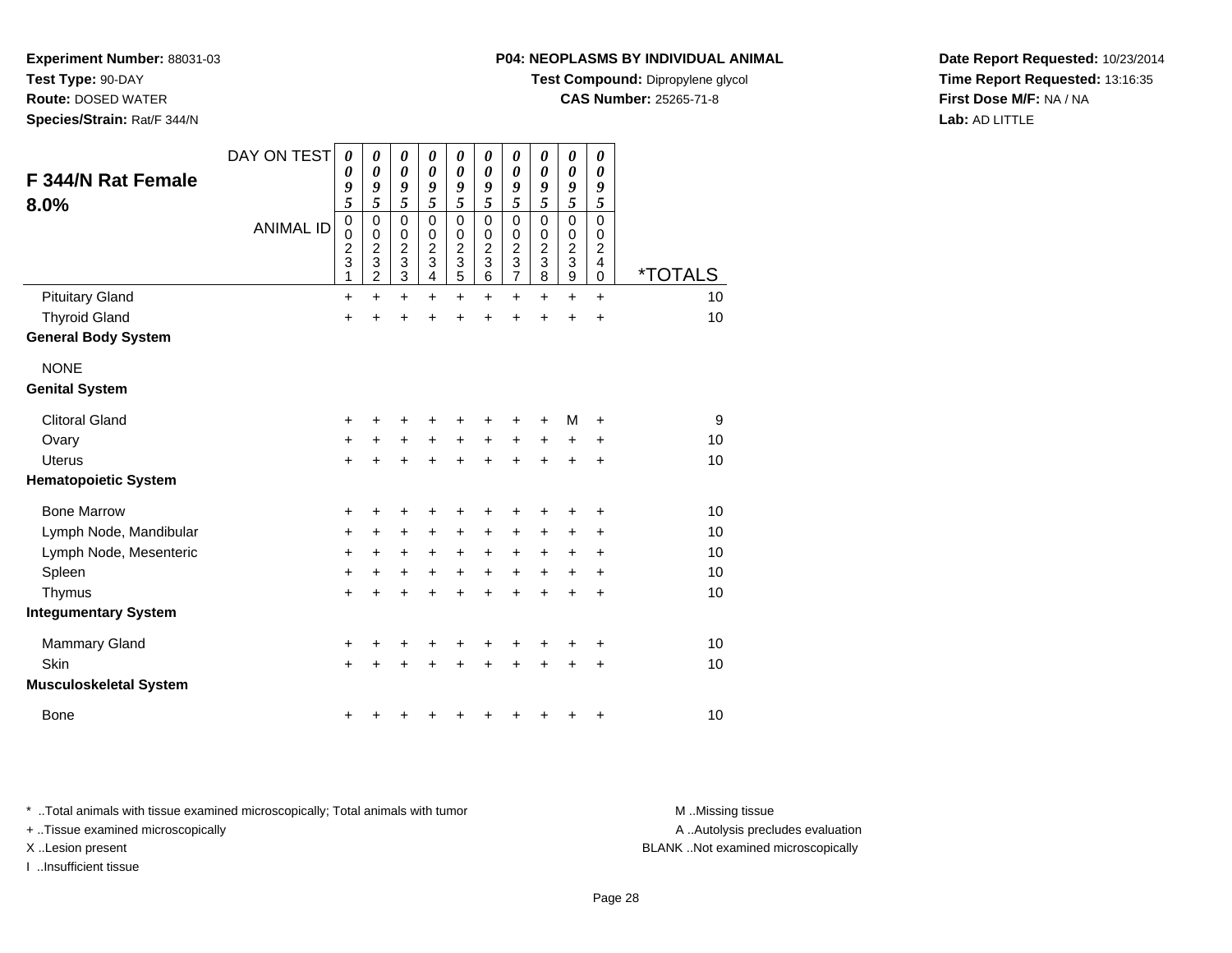**Experiment Number:** 88031-03
**Test Type:** 90-DAY
**Route:** DOSED WATER
**Species/Strain:** Rat/F 344/N

**P04: NEOPLASMS BY INDIVIDUAL ANIMAL**
**Test Compound:** Dipropylene glycol
**CAS Number:** 25265-71-8

**Date Report Requested:** 10/23/2014
**Time Report Requested:** 13:16:35
**First Dose M/F:** NA / NA
**Lab:** AD LITTLE

## F 344/N Rat Female 8.0%

| DAY ON TEST | 0095 | 0095 | 0095 | 0095 | 0095 | 0095 | 0095 | 0095 | 0095 | 0095 | |
|---|---|---|---|---|---|---|---|---|---|---|---|
| ANIMAL ID | 00231 | 00232 | 00233 | 00234 | 00235 | 00236 | 00237 | 00238 | 00239 | 00240 | *TOTALS |
| Pituitary Gland | + | + | + | + | + | + | + | + | + | + | 10 |
| Thyroid Gland | + | + | + | + | + | + | + | + | + | + | 10 |
| **General Body System** | | | | | | | | | | | |
| NONE | | | | | | | | | | | |
| **Genital System** | | | | | | | | | | | |
| Clitoral Gland | + | + | + | + | + | + | + | + | M | + | 9 |
| Ovary | + | + | + | + | + | + | + | + | + | + | 10 |
| Uterus | + | + | + | + | + | + | + | + | + | + | 10 |
| **Hematopoietic System** | | | | | | | | | | | |
| Bone Marrow | + | + | + | + | + | + | + | + | + | + | 10 |
| Lymph Node, Mandibular | + | + | + | + | + | + | + | + | + | + | 10 |
| Lymph Node, Mesenteric | + | + | + | + | + | + | + | + | + | + | 10 |
| Spleen | + | + | + | + | + | + | + | + | + | + | 10 |
| Thymus | + | + | + | + | + | + | + | + | + | + | 10 |
| **Integumentary System** | | | | | | | | | | | |
| Mammary Gland | + | + | + | + | + | + | + | + | + | + | 10 |
| Skin | + | + | + | + | + | + | + | + | + | + | 10 |
| **Musculoskeletal System** | | | | | | | | | | | |
| Bone | + | + | + | + | + | + | + | + | + | + | 10 |

* ..Total animals with tissue examined microscopically; Total animals with tumor
+ ..Tissue examined microscopically
X ..Lesion present
I ..Insufficient tissue

M ..Missing tissue
A ..Autolysis precludes evaluation
BLANK ..Not examined microscopically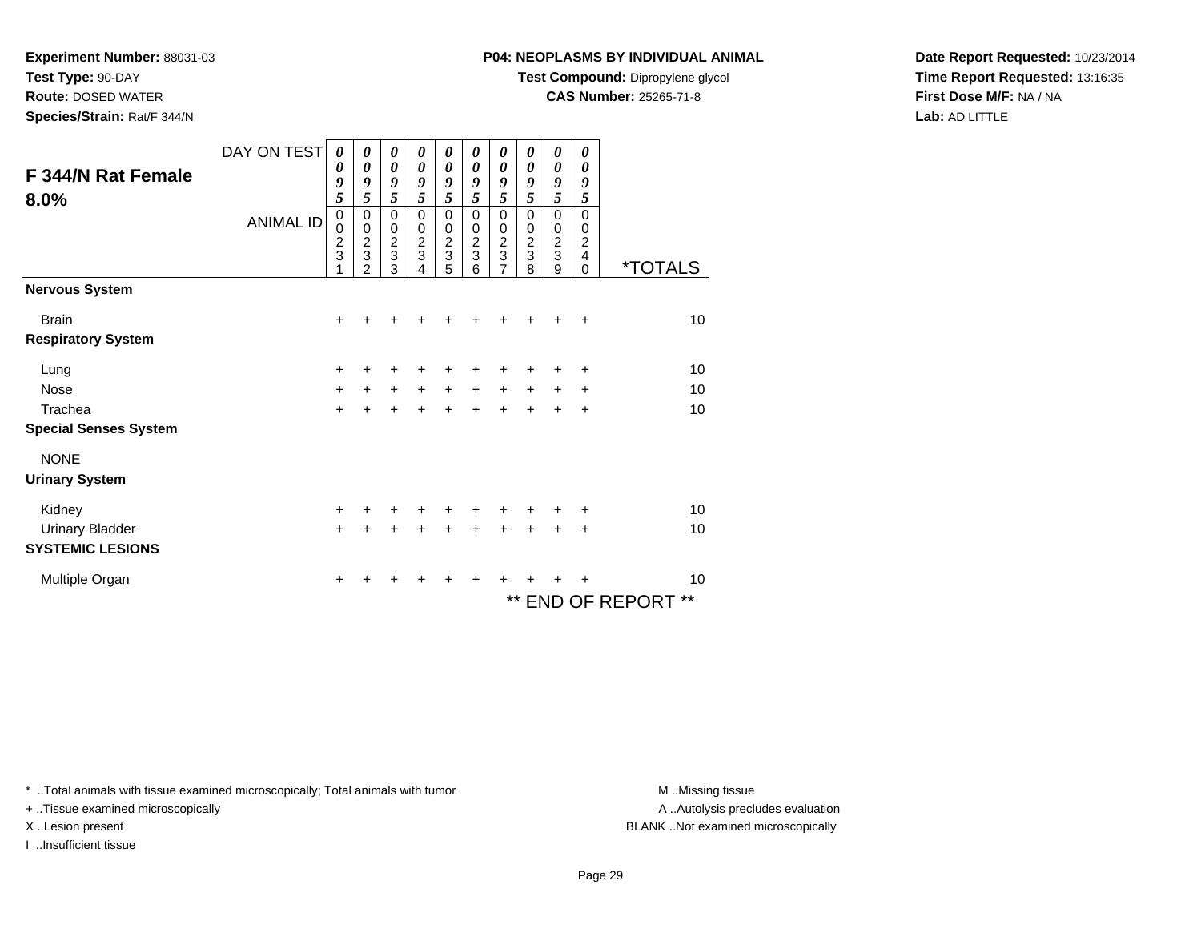**Experiment Number:** 88031-03
**Test Type:** 90-DAY
**Route:** DOSED WATER
**Species/Strain:** Rat/F 344/N

**P04: NEOPLASMS BY INDIVIDUAL ANIMAL**
**Test Compound:** Dipropylene glycol
**CAS Number:** 25265-71-8

**Date Report Requested:** 10/23/2014
**Time Report Requested:** 13:16:35
**First Dose M/F:** NA / NA
**Lab:** AD LITTLE

## F 344/N Rat Female 8.0%

| DAY ON TEST | 0095 | 0095 | 0095 | 0095 | 0095 | 0095 | 0095 | 0095 | 0095 | 0095 | |
|---|---|---|---|---|---|---|---|---|---|---|---|
| ANIMAL ID | 00231 | 00232 | 00233 | 00234 | 00235 | 00236 | 00237 | 00238 | 00239 | 00240 | *TOTALS |
| **Nervous System** | | | | | | | | | | | |
| Brain | + | + | + | + | + | + | + | + | + | + | 10 |
| **Respiratory System** | | | | | | | | | | | |
| Lung | + | + | + | + | + | + | + | + | + | + | 10 |
| Nose | + | + | + | + | + | + | + | + | + | + | 10 |
| Trachea | + | + | + | + | + | + | + | + | + | + | 10 |
| **Special Senses System** | | | | | | | | | | | |
| NONE | | | | | | | | | | | |
| **Urinary System** | | | | | | | | | | | |
| Kidney | + | + | + | + | + | + | + | + | + | + | 10 |
| Urinary Bladder | + | + | + | + | + | + | + | + | + | + | 10 |
| **SYSTEMIC LESIONS** | | | | | | | | | | | |
| Multiple Organ | + | + | + | + | + | + | + | + | + | + | 10 |

** END OF REPORT **

* ..Total animals with tissue examined microscopically; Total animals with tumor
+ ..Tissue examined microscopically
X ..Lesion present
I ..Insufficient tissue

M ..Missing tissue
A ..Autolysis precludes evaluation
BLANK ..Not examined microscopically